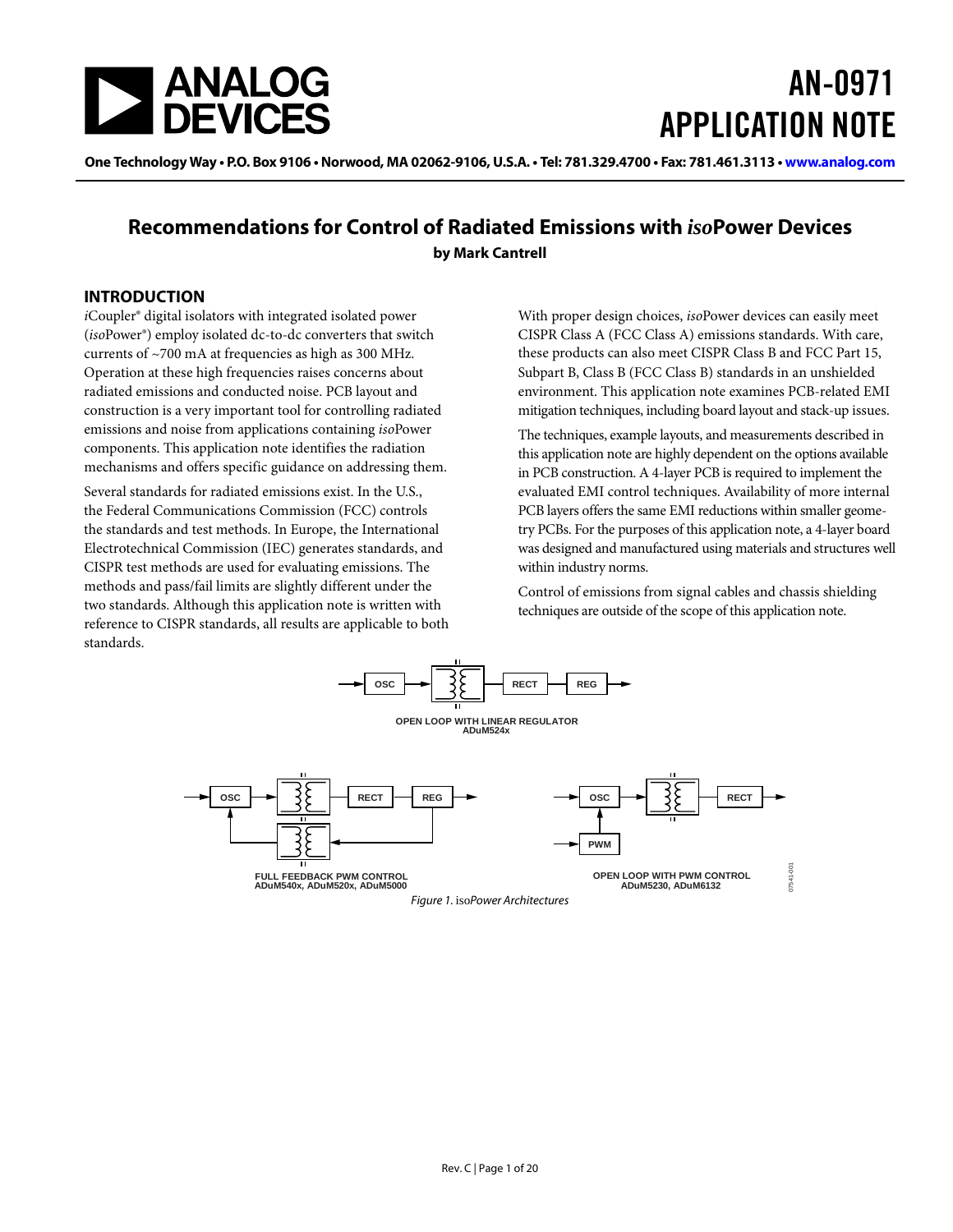# AN-0971 APPLICATION NOTE

One Technology Way • P.O. Box 9106 • Norwood, MA 02062-9106, U.S.A. • Tel: 781.329.4700 • Fax: 781.461.3113 • www.analog.com

## Recommendations for Control of Radiated Emissions with *iso*Power Devices

**by Mark Cantrell**

### INTRODUCTION

*i*Coupler® digital isolators with integrated isolated power (*iso*Power®) employ isolated dc-to-dc converters that switch currents of ~700 mA at frequencies as high as 300 MHz. Operation at these high frequencies raises concerns about radiated emissions and conducted noise. PCB layout and construction is a very important tool for controlling radiated emissions and noise from applications containing *iso*Power components. This application note identifies the radiation mechanisms and offers specific guidance on addressing them.

Several standards for radiated emissions exist. In the U.S., the Federal Communications Commission (FCC) controls the standards and test methods. In Europe, the International Electrotechnical Commission (IEC) generates standards, and CISPR test methods are used for evaluating emissions. The methods and pass/fail limits are slightly different under the two standards. Although this application note is written with reference to CISPR standards, all results are applicable to both standards.

With proper design choices, *iso*Power devices can easily meet CISPR Class A (FCC Class A) emissions standards. With care, these products can also meet CISPR Class B and FCC Part 15, Subpart B, Class B (FCC Class B) standards in an unshielded environment. This application note examines PCB-related EMI mitigation techniques, including board layout and stack-up issues.

The techniques, example layouts, and measurements described in this application note are highly dependent on the options available in PCB construction. A 4-layer PCB is required to implement the evaluated EMI control techniques. Availability of more internal PCB layers offers the same EMI reductions within smaller geometry PCBs. For the purposes of this application note, a 4-layer board was designed and manufactured using materials and structures well within industry norms.

Control of emissions from signal cables and chassis shielding techniques are outside of the scope of this application note.

OSC → TRANSFORMER → RECT → REG

OPEN LOOP WITH LINEAR REGULATOR
ADuM524x

FULL FEEDBACK PWM CONTROL
ADuM540x, ADuM520x, ADuM5000

OPEN LOOP WITH PWM CONTROL
ADuM5230, ADuM6132

*Figure 1.* iso*Power Architectures*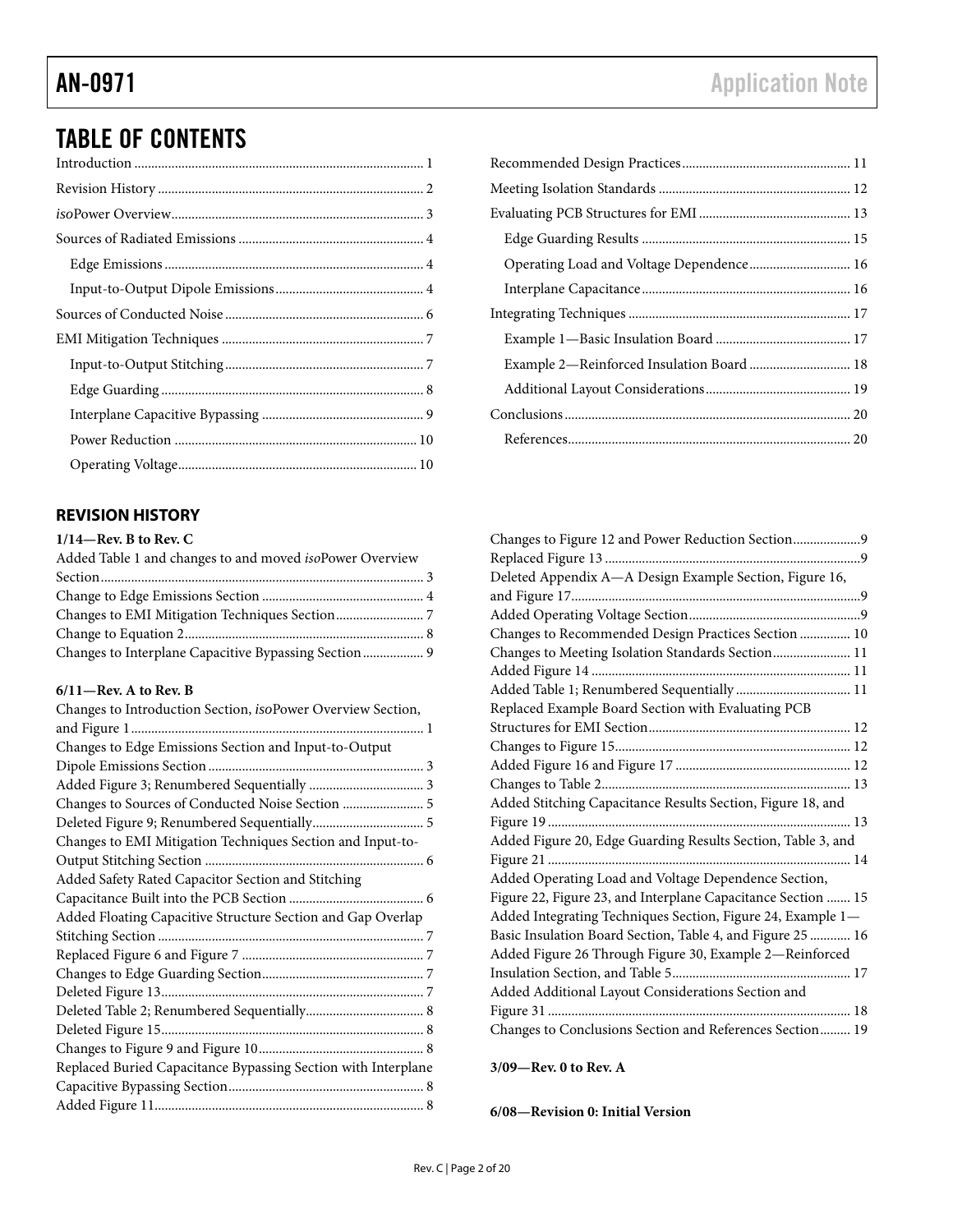## TABLE OF CONTENTS

Introduction ..................... 1
Revision History ..................... 2
*iso*Power Overview..................... 3
Sources of Radiated Emissions ..................... 4
  Edge Emissions ..................... 4
  Input-to-Output Dipole Emissions..................... 4
Sources of Conducted Noise ..................... 6
EMI Mitigation Techniques ..................... 7
  Input-to-Output Stitching..................... 7
  Edge Guarding ..................... 8
  Interplane Capacitive Bypassing ..................... 9
  Power Reduction ..................... 10
  Operating Voltage..................... 10
Recommended Design Practices..................... 11
Meeting Isolation Standards ..................... 12
Evaluating PCB Structures for EMI ..................... 13
  Edge Guarding Results ..................... 15
  Operating Load and Voltage Dependence..................... 16
  Interplane Capacitance..................... 16
Integrating Techniques ..................... 17
  Example 1—Basic Insulation Board ..................... 17
  Example 2—Reinforced Insulation Board ..................... 18
  Additional Layout Considerations..................... 19
Conclusions..................... 20
  References..................... 20

### REVISION HISTORY

**1/14—Rev. B to Rev. C**

Added Table 1 and changes to and moved *iso*Power Overview Section..................... 3
Change to Edge Emissions Section ..................... 4
Changes to EMI Mitigation Techniques Section..................... 7
Change to Equation 2..................... 8
Changes to Interplane Capacitive Bypassing Section..................... 9

**6/11—Rev. A to Rev. B**

Changes to Introduction Section, *iso*Power Overview Section, and Figure 1..................... 1
Changes to Edge Emissions Section and Input-to-Output Dipole Emissions Section ..................... 3
Added Figure 3; Renumbered Sequentially ..................... 3
Changes to Sources of Conducted Noise Section ..................... 5
Deleted Figure 9; Renumbered Sequentially..................... 5
Changes to EMI Mitigation Techniques Section and Input-to-Output Stitching Section ..................... 6
Added Safety Rated Capacitor Section and Stitching Capacitance Built into the PCB Section ..................... 6
Added Floating Capacitive Structure Section and Gap Overlap Stitching Section ..................... 7
Replaced Figure 6 and Figure 7 ..................... 7
Changes to Edge Guarding Section..................... 7
Deleted Figure 13..................... 7
Deleted Table 2; Renumbered Sequentially..................... 8
Deleted Figure 15..................... 8
Changes to Figure 9 and Figure 10..................... 8
Replaced Buried Capacitance Bypassing Section with Interplane Capacitive Bypassing Section..................... 8
Added Figure 11..................... 8
Changes to Figure 12 and Power Reduction Section..................... 9
Replaced Figure 13 ..................... 9
Deleted Appendix A—A Design Example Section, Figure 16, and Figure 17..................... 9
Added Operating Voltage Section..................... 9
Changes to Recommended Design Practices Section ..................... 10
Changes to Meeting Isolation Standards Section..................... 11
Added Figure 14 ..................... 11
Added Table 1; Renumbered Sequentially ..................... 11
Replaced Example Board Section with Evaluating PCB Structures for EMI Section..................... 12
Changes to Figure 15..................... 12
Added Figure 16 and Figure 17 ..................... 12
Changes to Table 2..................... 13
Added Stitching Capacitance Results Section, Figure 18, and Figure 19 ..................... 13
Added Figure 20, Edge Guarding Results Section, Table 3, and Figure 21 ..................... 14
Added Operating Load and Voltage Dependence Section, Figure 22, Figure 23, and Interplane Capacitance Section ..................... 15
Added Integrating Techniques Section, Figure 24, Example 1—Basic Insulation Board Section, Table 4, and Figure 25 ..................... 16
Added Figure 26 Through Figure 30, Example 2—Reinforced Insulation Section, and Table 5..................... 17
Added Additional Layout Considerations Section and Figure 31 ..................... 18
Changes to Conclusions Section and References Section..................... 19

**3/09—Rev. 0 to Rev. A**

**6/08—Revision 0: Initial Version**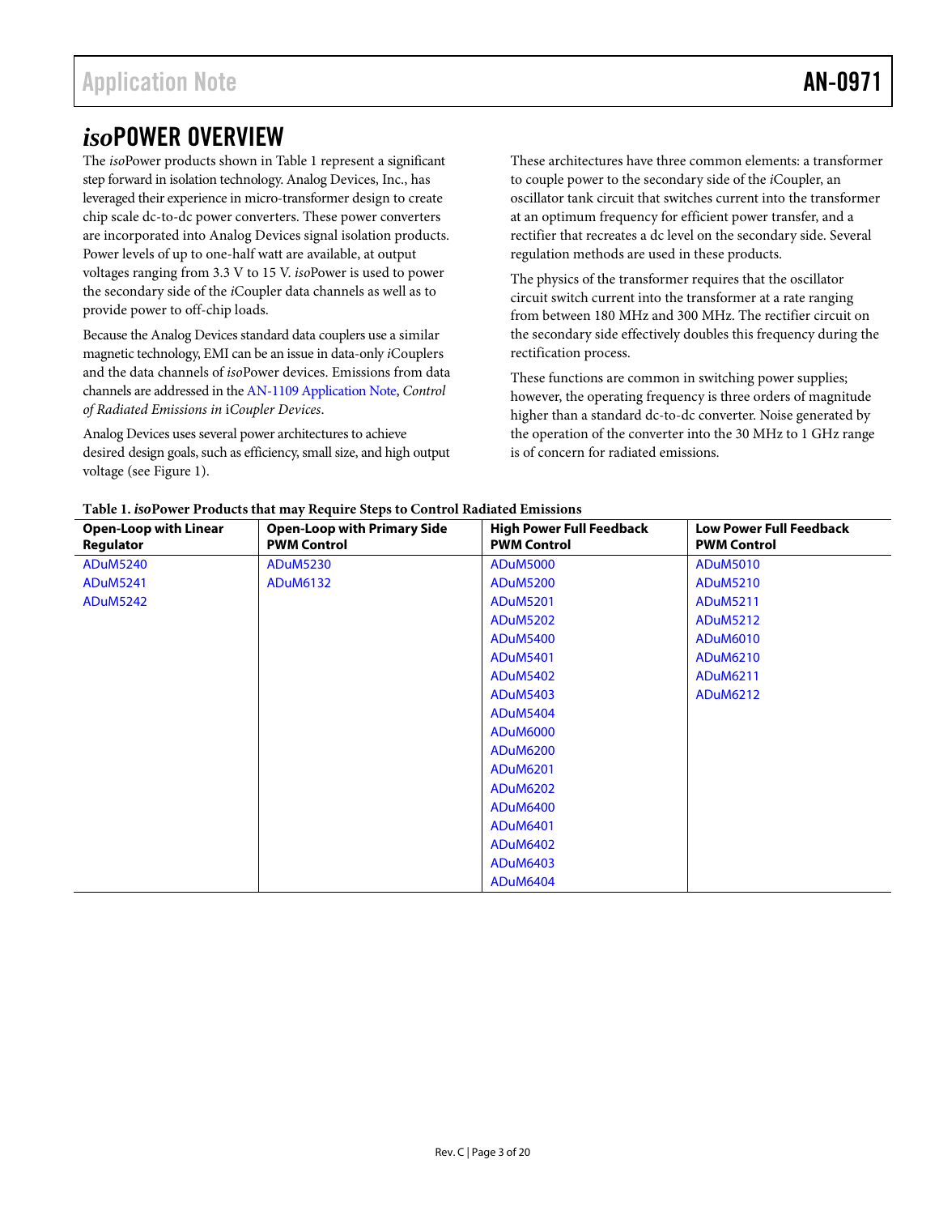## *iso*POWER OVERVIEW

The *iso*Power products shown in Table 1 represent a significant step forward in isolation technology. Analog Devices, Inc., has leveraged their experience in micro-transformer design to create chip scale dc-to-dc power converters. These power converters are incorporated into Analog Devices signal isolation products. Power levels of up to one-half watt are available, at output voltages ranging from 3.3 V to 15 V. *iso*Power is used to power the secondary side of the *i*Coupler data channels as well as to provide power to off-chip loads.

Because the Analog Devices standard data couplers use a similar magnetic technology, EMI can be an issue in data-only *i*Couplers and the data channels of *iso*Power devices. Emissions from data channels are addressed in the AN-1109 Application Note, *Control of Radiated Emissions in* i*Coupler Devices*.

Analog Devices uses several power architectures to achieve desired design goals, such as efficiency, small size, and high output voltage (see Figure 1).

These architectures have three common elements: a transformer to couple power to the secondary side of the *i*Coupler, an oscillator tank circuit that switches current into the transformer at an optimum frequency for efficient power transfer, and a rectifier that recreates a dc level on the secondary side. Several regulation methods are used in these products.

The physics of the transformer requires that the oscillator circuit switch current into the transformer at a rate ranging from between 180 MHz and 300 MHz. The rectifier circuit on the secondary side effectively doubles this frequency during the rectification process.

These functions are common in switching power supplies; however, the operating frequency is three orders of magnitude higher than a standard dc-to-dc converter. Noise generated by the operation of the converter into the 30 MHz to 1 GHz range is of concern for radiated emissions.

**Table 1. *iso*Power Products that may Require Steps to Control Radiated Emissions**

| Open-Loop with Linear Regulator | Open-Loop with Primary Side PWM Control | High Power Full Feedback PWM Control | Low Power Full Feedback PWM Control |
|---|---|---|---|
| ADuM5240 | ADuM5230 | ADuM5000 | ADuM5010 |
| ADuM5241 | ADuM6132 | ADuM5200 | ADuM5210 |
| ADuM5242 | | ADuM5201 | ADuM5211 |
| | | ADuM5202 | ADuM5212 |
| | | ADuM5400 | ADuM6010 |
| | | ADuM5401 | ADuM6210 |
| | | ADuM5402 | ADuM6211 |
| | | ADuM5403 | ADuM6212 |
| | | ADuM5404 | |
| | | ADuM6000 | |
| | | ADuM6200 | |
| | | ADuM6201 | |
| | | ADuM6202 | |
| | | ADuM6400 | |
| | | ADuM6401 | |
| | | ADuM6402 | |
| | | ADuM6403 | |
| | | ADuM6404 | |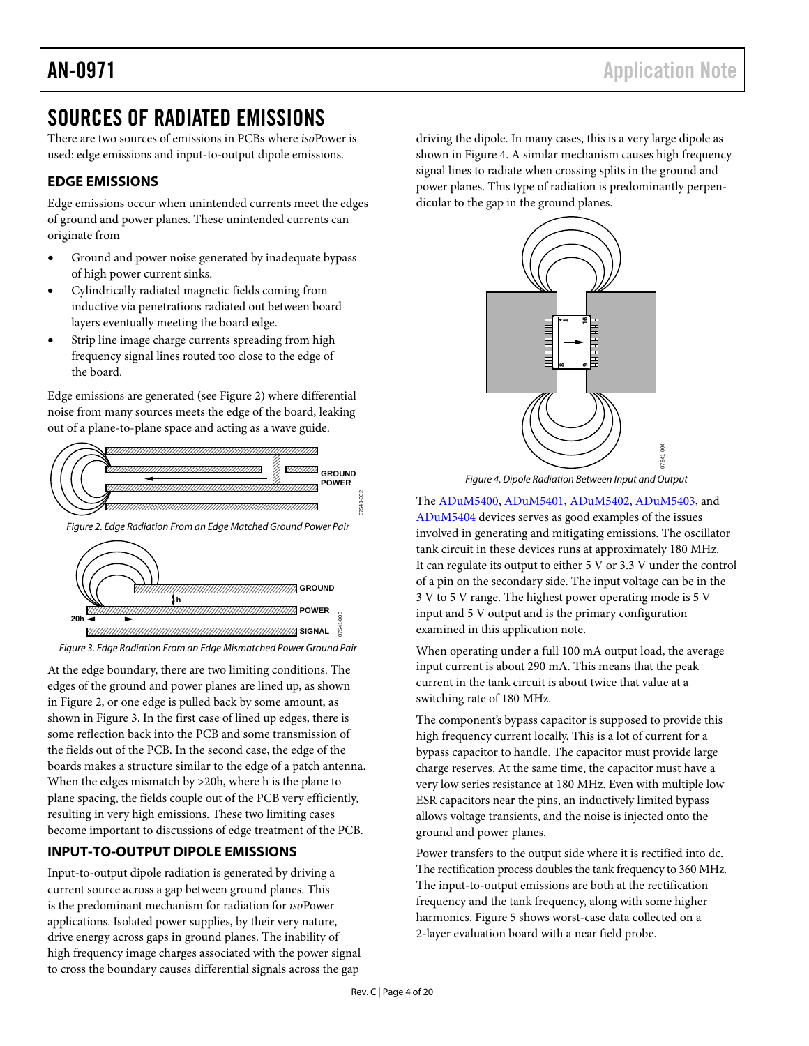# SOURCES OF RADIATED EMISSIONS

There are two sources of emissions in PCBs where *iso*Power is used: edge emissions and input-to-output dipole emissions.

## EDGE EMISSIONS

Edge emissions occur when unintended currents meet the edges of ground and power planes. These unintended currents can originate from

- Ground and power noise generated by inadequate bypass of high power current sinks.
- Cylindrically radiated magnetic fields coming from inductive via penetrations radiated out between board layers eventually meeting the board edge.
- Strip line image charge currents spreading from high frequency signal lines routed too close to the edge of the board.

Edge emissions are generated (see Figure 2) where differential noise from many sources meets the edge of the board, leaking out of a plane-to-plane space and acting as a wave guide.

Figure 2. Edge Radiation From an Edge Matched Ground Power Pair

Figure 3. Edge Radiation From an Edge Mismatched Power Ground Pair

At the edge boundary, there are two limiting conditions. The edges of the ground and power planes are lined up, as shown in Figure 2, or one edge is pulled back by some amount, as shown in Figure 3. In the first case of lined up edges, there is some reflection back into the PCB and some transmission of the fields out of the PCB. In the second case, the edge of the boards makes a structure similar to the edge of a patch antenna. When the edges mismatch by >20h, where h is the plane to plane spacing, the fields couple out of the PCB very efficiently, resulting in very high emissions. These two limiting cases become important to discussions of edge treatment of the PCB.

## INPUT-TO-OUTPUT DIPOLE EMISSIONS

Input-to-output dipole radiation is generated by driving a current source across a gap between ground planes. This is the predominant mechanism for radiation for *iso*Power applications. Isolated power supplies, by their very nature, drive energy across gaps in ground planes. The inability of high frequency image charges associated with the power signal to cross the boundary causes differential signals across the gap driving the dipole. In many cases, this is a very large dipole as shown in Figure 4. A similar mechanism causes high frequency signal lines to radiate when crossing splits in the ground and power planes. This type of radiation is predominantly perpendicular to the gap in the ground planes.

Figure 4. Dipole Radiation Between Input and Output

The ADuM5400, ADuM5401, ADuM5402, ADuM5403, and ADuM5404 devices serves as good examples of the issues involved in generating and mitigating emissions. The oscillator tank circuit in these devices runs at approximately 180 MHz. It can regulate its output to either 5 V or 3.3 V under the control of a pin on the secondary side. The input voltage can be in the 3 V to 5 V range. The highest power operating mode is 5 V input and 5 V output and is the primary configuration examined in this application note.

When operating under a full 100 mA output load, the average input current is about 290 mA. This means that the peak current in the tank circuit is about twice that value at a switching rate of 180 MHz.

The component's bypass capacitor is supposed to provide this high frequency current locally. This is a lot of current for a bypass capacitor to handle. The capacitor must provide large charge reserves. At the same time, the capacitor must have a very low series resistance at 180 MHz. Even with multiple low ESR capacitors near the pins, an inductively limited bypass allows voltage transients, and the noise is injected onto the ground and power planes.

Power transfers to the output side where it is rectified into dc. The rectification process doubles the tank frequency to 360 MHz. The input-to-output emissions are both at the rectification frequency and the tank frequency, along with some higher harmonics. Figure 5 shows worst-case data collected on a 2-layer evaluation board with a near field probe.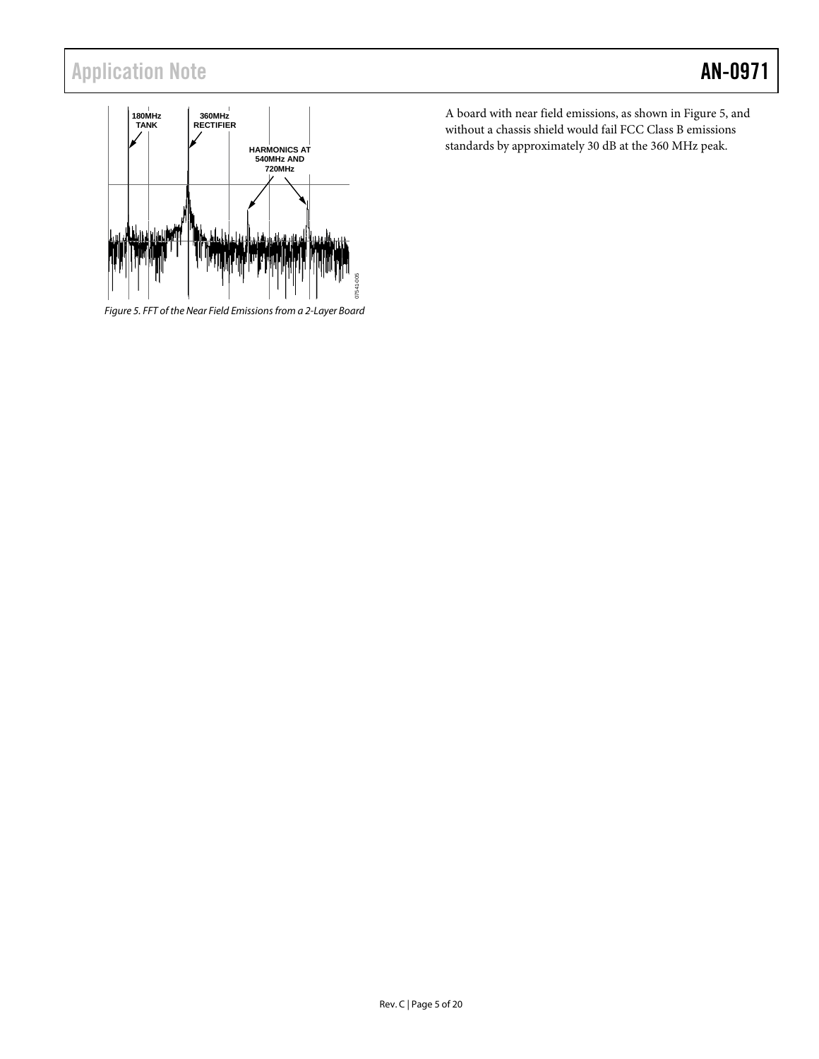Figure 5. FFT of the Near Field Emissions from a 2-Layer Board

A board with near field emissions, as shown in Figure 5, and without a chassis shield would fail FCC Class B emissions standards by approximately 30 dB at the 360 MHz peak.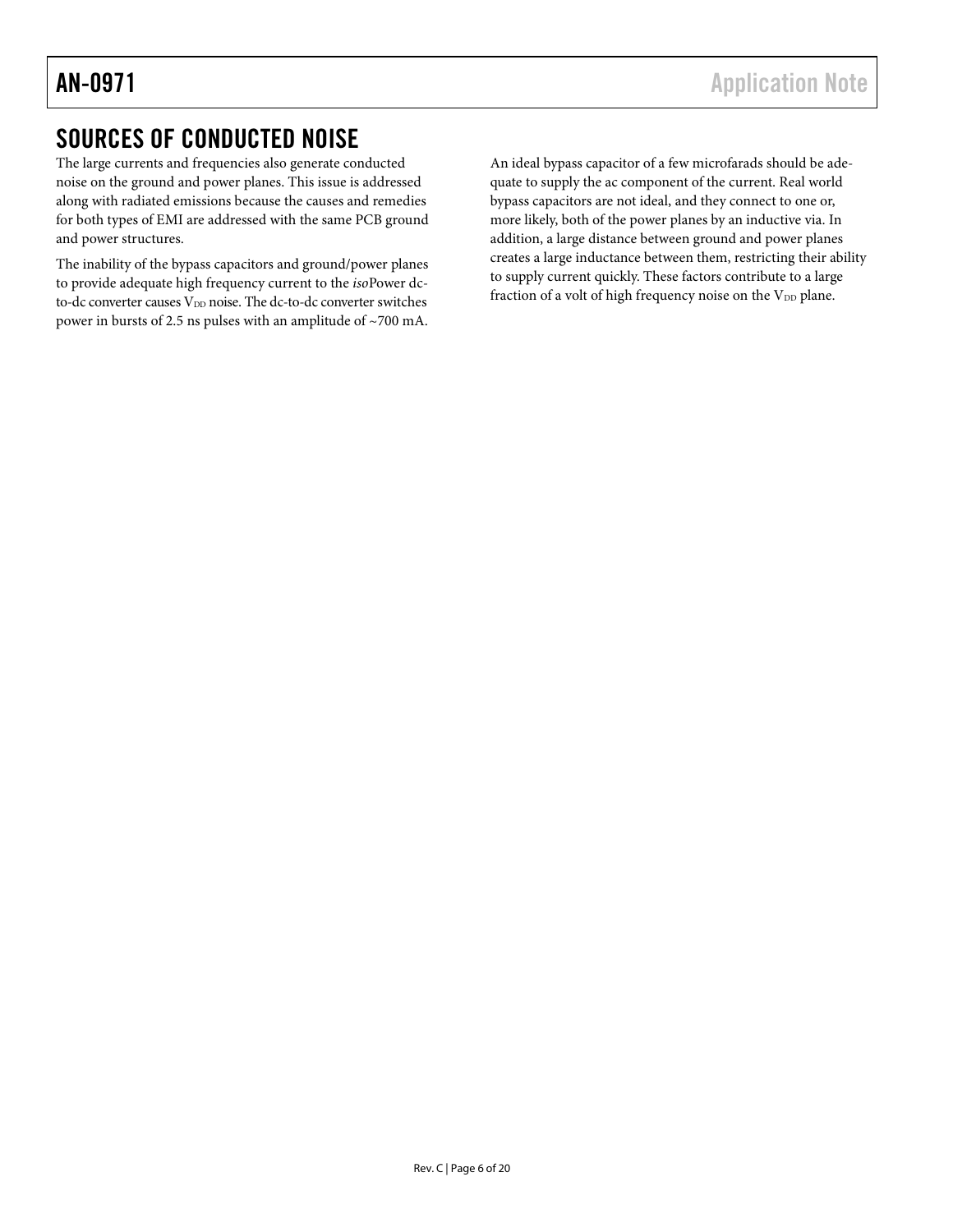## SOURCES OF CONDUCTED NOISE

The large currents and frequencies also generate conducted noise on the ground and power planes. This issue is addressed along with radiated emissions because the causes and remedies for both types of EMI are addressed with the same PCB ground and power structures.

The inability of the bypass capacitors and ground/power planes to provide adequate high frequency current to the *iso*Power dc-to-dc converter causes $V_{DD}$ noise. The dc-to-dc converter switches power in bursts of 2.5 ns pulses with an amplitude of ~700 mA.

An ideal bypass capacitor of a few microfarads should be adequate to supply the ac component of the current. Real world bypass capacitors are not ideal, and they connect to one or, more likely, both of the power planes by an inductive via. In addition, a large distance between ground and power planes creates a large inductance between them, restricting their ability to supply current quickly. These factors contribute to a large fraction of a volt of high frequency noise on the $V_{DD}$ plane.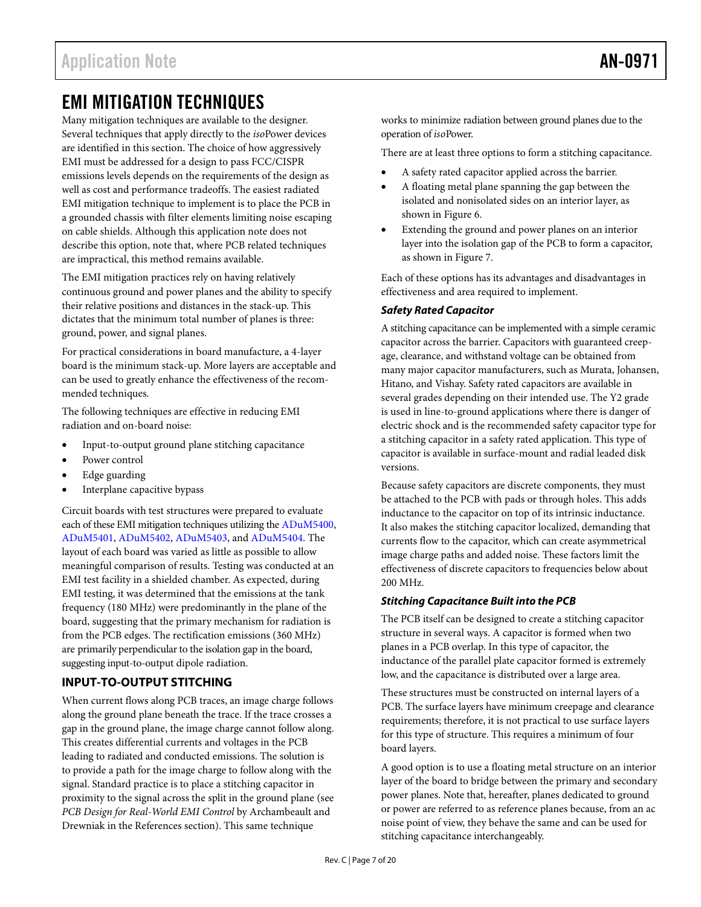## EMI MITIGATION TECHNIQUES

Many mitigation techniques are available to the designer. Several techniques that apply directly to the *iso*Power devices are identified in this section. The choice of how aggressively EMI must be addressed for a design to pass FCC/CISPR emissions levels depends on the requirements of the design as well as cost and performance tradeoffs. The easiest radiated EMI mitigation technique to implement is to place the PCB in a grounded chassis with filter elements limiting noise escaping on cable shields. Although this application note does not describe this option, note that, where PCB related techniques are impractical, this method remains available.

The EMI mitigation practices rely on having relatively continuous ground and power planes and the ability to specify their relative positions and distances in the stack-up. This dictates that the minimum total number of planes is three: ground, power, and signal planes.

For practical considerations in board manufacture, a 4-layer board is the minimum stack-up. More layers are acceptable and can be used to greatly enhance the effectiveness of the recommended techniques.

The following techniques are effective in reducing EMI radiation and on-board noise:

- Input-to-output ground plane stitching capacitance
- Power control
- Edge guarding
- Interplane capacitive bypass

Circuit boards with test structures were prepared to evaluate each of these EMI mitigation techniques utilizing the ADuM5400, ADuM5401, ADuM5402, ADuM5403, and ADuM5404. The layout of each board was varied as little as possible to allow meaningful comparison of results. Testing was conducted at an EMI test facility in a shielded chamber. As expected, during EMI testing, it was determined that the emissions at the tank frequency (180 MHz) were predominantly in the plane of the board, suggesting that the primary mechanism for radiation is from the PCB edges. The rectification emissions (360 MHz) are primarily perpendicular to the isolation gap in the board, suggesting input-to-output dipole radiation.

### INPUT-TO-OUTPUT STITCHING

When current flows along PCB traces, an image charge follows along the ground plane beneath the trace. If the trace crosses a gap in the ground plane, the image charge cannot follow along. This creates differential currents and voltages in the PCB leading to radiated and conducted emissions. The solution is to provide a path for the image charge to follow along with the signal. Standard practice is to place a stitching capacitor in proximity to the signal across the split in the ground plane (see *PCB Design for Real-World EMI Control* by Archambeault and Drewniak in the References section). This same technique works to minimize radiation between ground planes due to the operation of *iso*Power.

There are at least three options to form a stitching capacitance.

- A safety rated capacitor applied across the barrier.
- A floating metal plane spanning the gap between the isolated and nonisolated sides on an interior layer, as shown in Figure 6.
- Extending the ground and power planes on an interior layer into the isolation gap of the PCB to form a capacitor, as shown in Figure 7.

Each of these options has its advantages and disadvantages in effectiveness and area required to implement.

#### *Safety Rated Capacitor*

A stitching capacitance can be implemented with a simple ceramic capacitor across the barrier. Capacitors with guaranteed creepage, clearance, and withstand voltage can be obtained from many major capacitor manufacturers, such as Murata, Johansen, Hitano, and Vishay. Safety rated capacitors are available in several grades depending on their intended use. The Y2 grade is used in line-to-ground applications where there is danger of electric shock and is the recommended safety capacitor type for a stitching capacitor in a safety rated application. This type of capacitor is available in surface-mount and radial leaded disk versions.

Because safety capacitors are discrete components, they must be attached to the PCB with pads or through holes. This adds inductance to the capacitor on top of its intrinsic inductance. It also makes the stitching capacitor localized, demanding that currents flow to the capacitor, which can create asymmetrical image charge paths and added noise. These factors limit the effectiveness of discrete capacitors to frequencies below about 200 MHz.

#### *Stitching Capacitance Built into the PCB*

The PCB itself can be designed to create a stitching capacitor structure in several ways. A capacitor is formed when two planes in a PCB overlap. In this type of capacitor, the inductance of the parallel plate capacitor formed is extremely low, and the capacitance is distributed over a large area.

These structures must be constructed on internal layers of a PCB. The surface layers have minimum creepage and clearance requirements; therefore, it is not practical to use surface layers for this type of structure. This requires a minimum of four board layers.

A good option is to use a floating metal structure on an interior layer of the board to bridge between the primary and secondary power planes. Note that, hereafter, planes dedicated to ground or power are referred to as reference planes because, from an ac noise point of view, they behave the same and can be used for stitching capacitance interchangeably.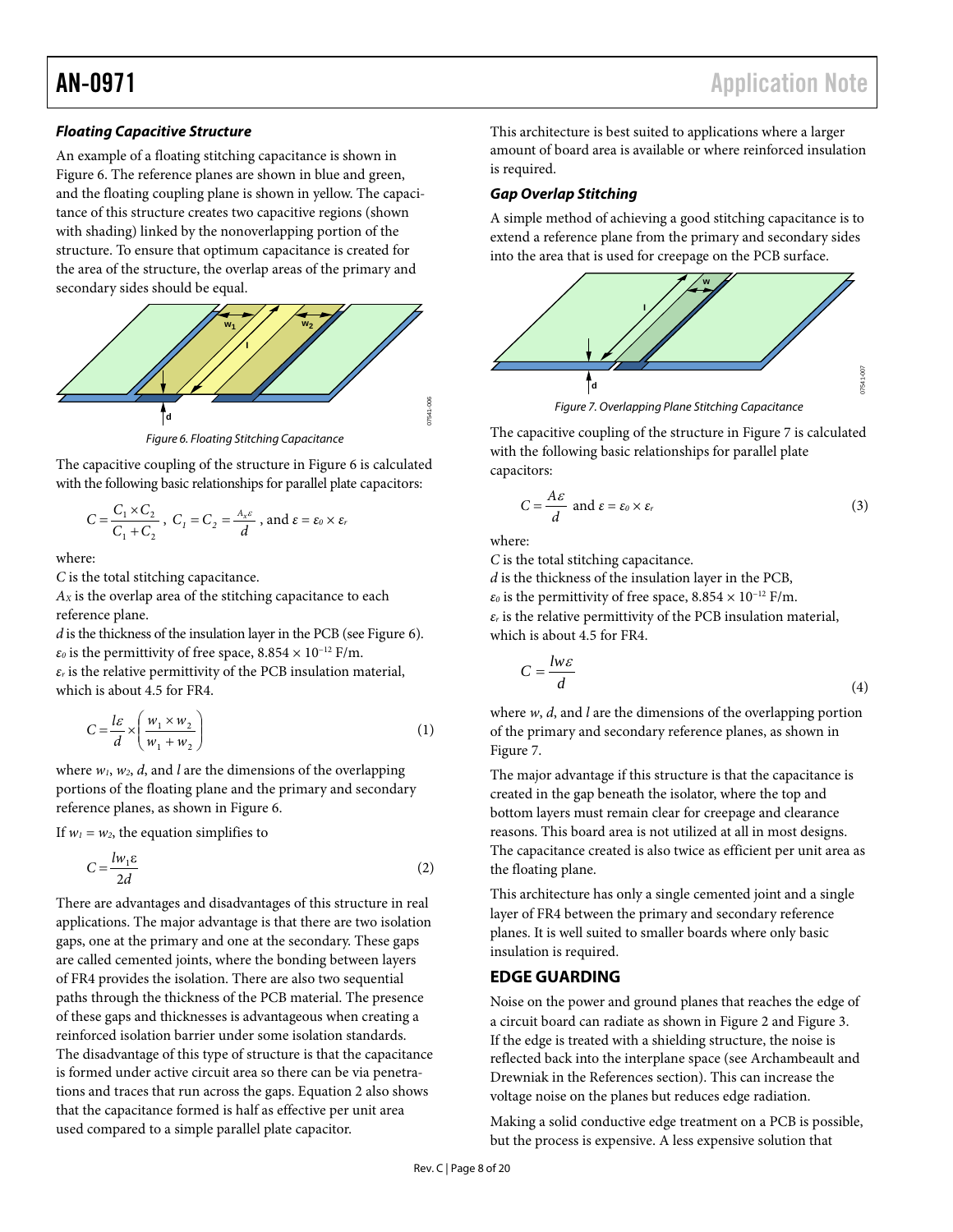### Floating Capacitive Structure

An example of a floating stitching capacitance is shown in Figure 6. The reference planes are shown in blue and green, and the floating coupling plane is shown in yellow. The capacitance of this structure creates two capacitive regions (shown with shading) linked by the nonoverlapping portion of the structure. To ensure that optimum capacitance is created for the area of the structure, the overlap areas of the primary and secondary sides should be equal.

Figure 6. Floating Stitching Capacitance

The capacitive coupling of the structure in Figure 6 is calculated with the following basic relationships for parallel plate capacitors:

$$C = \frac{C_1 \times C_2}{C_1 + C_2},\ C_1 = C_2 = \frac{A_X \varepsilon}{d},\ \text{and } \varepsilon = \varepsilon_0 \times \varepsilon_r$$

where:
$C$ is the total stitching capacitance.
$A_X$ is the overlap area of the stitching capacitance to each reference plane.
$d$ is the thickness of the insulation layer in the PCB (see Figure 6).
$\varepsilon_0$ is the permittivity of free space, $8.854 \times 10^{-12}$ F/m.
$\varepsilon_r$ is the relative permittivity of the PCB insulation material, which is about 4.5 for FR4.

$$C = \frac{l\varepsilon}{d} \times \left( \frac{w_1 \times w_2}{w_1 + w_2} \right) \tag{1}$$

where $w_1$, $w_2$, $d$, and $l$ are the dimensions of the overlapping portions of the floating plane and the primary and secondary reference planes, as shown in Figure 6.

If $w_1 = w_2$, the equation simplifies to

$$C = \frac{l w_1 \varepsilon}{2d} \tag{2}$$

There are advantages and disadvantages of this structure in real applications. The major advantage is that there are two isolation gaps, one at the primary and one at the secondary. These gaps are called cemented joints, where the bonding between layers of FR4 provides the isolation. There are also two sequential paths through the thickness of the PCB material. The presence of these gaps and thicknesses is advantageous when creating a reinforced isolation barrier under some isolation standards. The disadvantage of this type of structure is that the capacitance is formed under active circuit area so there can be via penetrations and traces that run across the gaps. Equation 2 also shows that the capacitance formed is half as effective per unit area used compared to a simple parallel plate capacitor.

This architecture is best suited to applications where a larger amount of board area is available or where reinforced insulation is required.

### Gap Overlap Stitching

A simple method of achieving a good stitching capacitance is to extend a reference plane from the primary and secondary sides into the area that is used for creepage on the PCB surface.

Figure 7. Overlapping Plane Stitching Capacitance

The capacitive coupling of the structure in Figure 7 is calculated with the following basic relationships for parallel plate capacitors:

$$C = \frac{A\varepsilon}{d} \text{ and } \varepsilon = \varepsilon_0 \times \varepsilon_r \tag{3}$$

where:
$C$ is the total stitching capacitance.
$d$ is the thickness of the insulation layer in the PCB,
$\varepsilon_0$ is the permittivity of free space, $8.854 \times 10^{-12}$ F/m.
$\varepsilon_r$ is the relative permittivity of the PCB insulation material, which is about 4.5 for FR4.

$$C = \frac{l w \varepsilon}{d} \tag{4}$$

where $w$, $d$, and $l$ are the dimensions of the overlapping portion of the primary and secondary reference planes, as shown in Figure 7.

The major advantage if this structure is that the capacitance is created in the gap beneath the isolator, where the top and bottom layers must remain clear for creepage and clearance reasons. This board area is not utilized at all in most designs. The capacitance created is also twice as efficient per unit area as the floating plane.

This architecture has only a single cemented joint and a single layer of FR4 between the primary and secondary reference planes. It is well suited to smaller boards where only basic insulation is required.

## EDGE GUARDING

Noise on the power and ground planes that reaches the edge of a circuit board can radiate as shown in Figure 2 and Figure 3. If the edge is treated with a shielding structure, the noise is reflected back into the interplane space (see Archambeault and Drewniak in the References section). This can increase the voltage noise on the planes but reduces edge radiation.

Making a solid conductive edge treatment on a PCB is possible, but the process is expensive. A less expensive solution that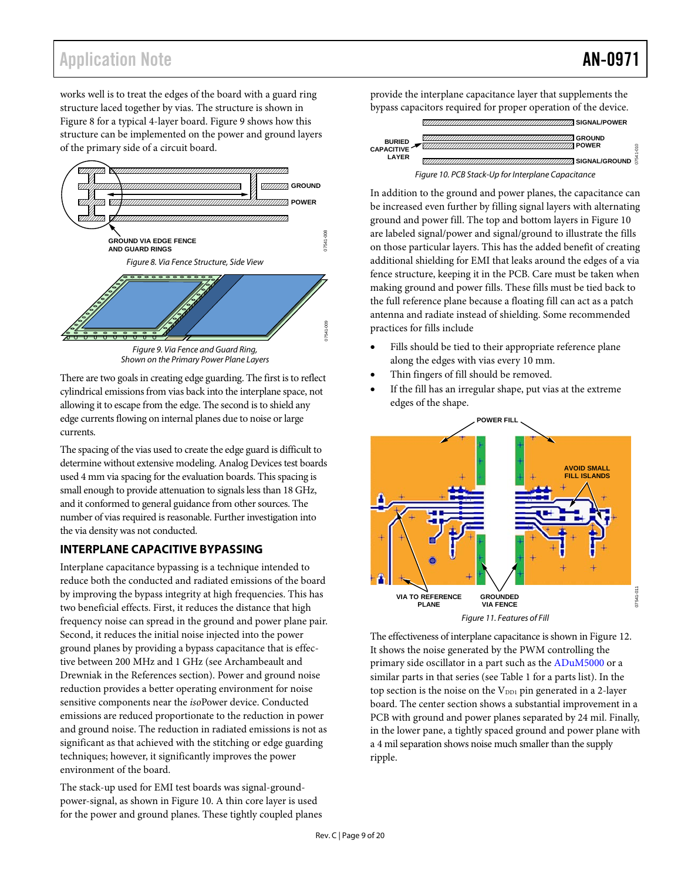works well is to treat the edges of the board with a guard ring structure laced together by vias. The structure is shown in Figure 8 for a typical 4-layer board. Figure 9 shows how this structure can be implemented on the power and ground layers of the primary side of a circuit board.

*Figure 8. Via Fence Structure, Side View*

*Figure 9. Via Fence and Guard Ring, Shown on the Primary Power Plane Layers*

There are two goals in creating edge guarding. The first is to reflect cylindrical emissions from vias back into the interplane space, not allowing it to escape from the edge. The second is to shield any edge currents flowing on internal planes due to noise or large currents.

The spacing of the vias used to create the edge guard is difficult to determine without extensive modeling. Analog Devices test boards used 4 mm via spacing for the evaluation boards. This spacing is small enough to provide attenuation to signals less than 18 GHz, and it conformed to general guidance from other sources. The number of vias required is reasonable. Further investigation into the via density was not conducted.

## INTERPLANE CAPACITIVE BYPASSING

Interplane capacitance bypassing is a technique intended to reduce both the conducted and radiated emissions of the board by improving the bypass integrity at high frequencies. This has two beneficial effects. First, it reduces the distance that high frequency noise can spread in the ground and power plane pair. Second, it reduces the initial noise injected into the power ground planes by providing a bypass capacitance that is effective between 200 MHz and 1 GHz (see Archambeault and Drewniak in the References section). Power and ground noise reduction provides a better operating environment for noise sensitive components near the *iso*Power device. Conducted emissions are reduced proportionate to the reduction in power and ground noise. The reduction in radiated emissions is not as significant as that achieved with the stitching or edge guarding techniques; however, it significantly improves the power environment of the board.

The stack-up used for EMI test boards was signal-ground-power-signal, as shown in Figure 10. A thin core layer is used for the power and ground planes. These tightly coupled planes provide the interplane capacitance layer that supplements the bypass capacitors required for proper operation of the device.

*Figure 10. PCB Stack-Up for Interplane Capacitance*

In addition to the ground and power planes, the capacitance can be increased even further by filling signal layers with alternating ground and power fill. The top and bottom layers in Figure 10 are labeled signal/power and signal/ground to illustrate the fills on those particular layers. This has the added benefit of creating additional shielding for EMI that leaks around the edges of a via fence structure, keeping it in the PCB. Care must be taken when making ground and power fills. These fills must be tied back to the full reference plane because a floating fill can act as a patch antenna and radiate instead of shielding. Some recommended practices for fills include

- Fills should be tied to their appropriate reference plane along the edges with vias every 10 mm.
- Thin fingers of fill should be removed.
- If the fill has an irregular shape, put vias at the extreme edges of the shape.

*Figure 11. Features of Fill*

The effectiveness of interplane capacitance is shown in Figure 12. It shows the noise generated by the PWM controlling the primary side oscillator in a part such as the ADuM5000 or a similar parts in that series (see Table 1 for a parts list). In the top section is the noise on the $V_{DD1}$ pin generated in a 2-layer board. The center section shows a substantial improvement in a PCB with ground and power planes separated by 24 mil. Finally, in the lower pane, a tightly spaced ground and power plane with a 4 mil separation shows noise much smaller than the supply ripple.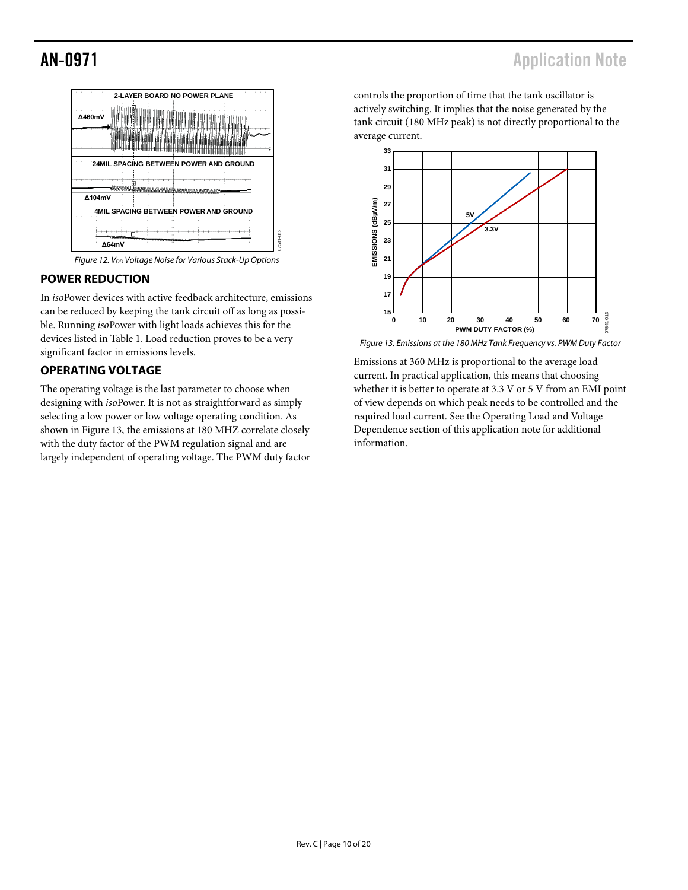Figure 12. $V_{DD}$ Voltage Noise for Various Stack-Up Options

## POWER REDUCTION

In *iso*Power devices with active feedback architecture, emissions can be reduced by keeping the tank circuit off as long as possible. Running *iso*Power with light loads achieves this for the devices listed in Table 1. Load reduction proves to be a very significant factor in emissions levels.

## OPERATING VOLTAGE

The operating voltage is the last parameter to choose when designing with *iso*Power. It is not as straightforward as simply selecting a low power or low voltage operating condition. As shown in Figure 13, the emissions at 180 MHZ correlate closely with the duty factor of the PWM regulation signal and are largely independent of operating voltage. The PWM duty factor controls the proportion of time that the tank oscillator is actively switching. It implies that the noise generated by the tank circuit (180 MHz peak) is not directly proportional to the average current.

Figure 13. Emissions at the 180 MHz Tank Frequency vs. PWM Duty Factor

Emissions at 360 MHz is proportional to the average load current. In practical application, this means that choosing whether it is better to operate at 3.3 V or 5 V from an EMI point of view depends on which peak needs to be controlled and the required load current. See the Operating Load and Voltage Dependence section of this application note for additional information.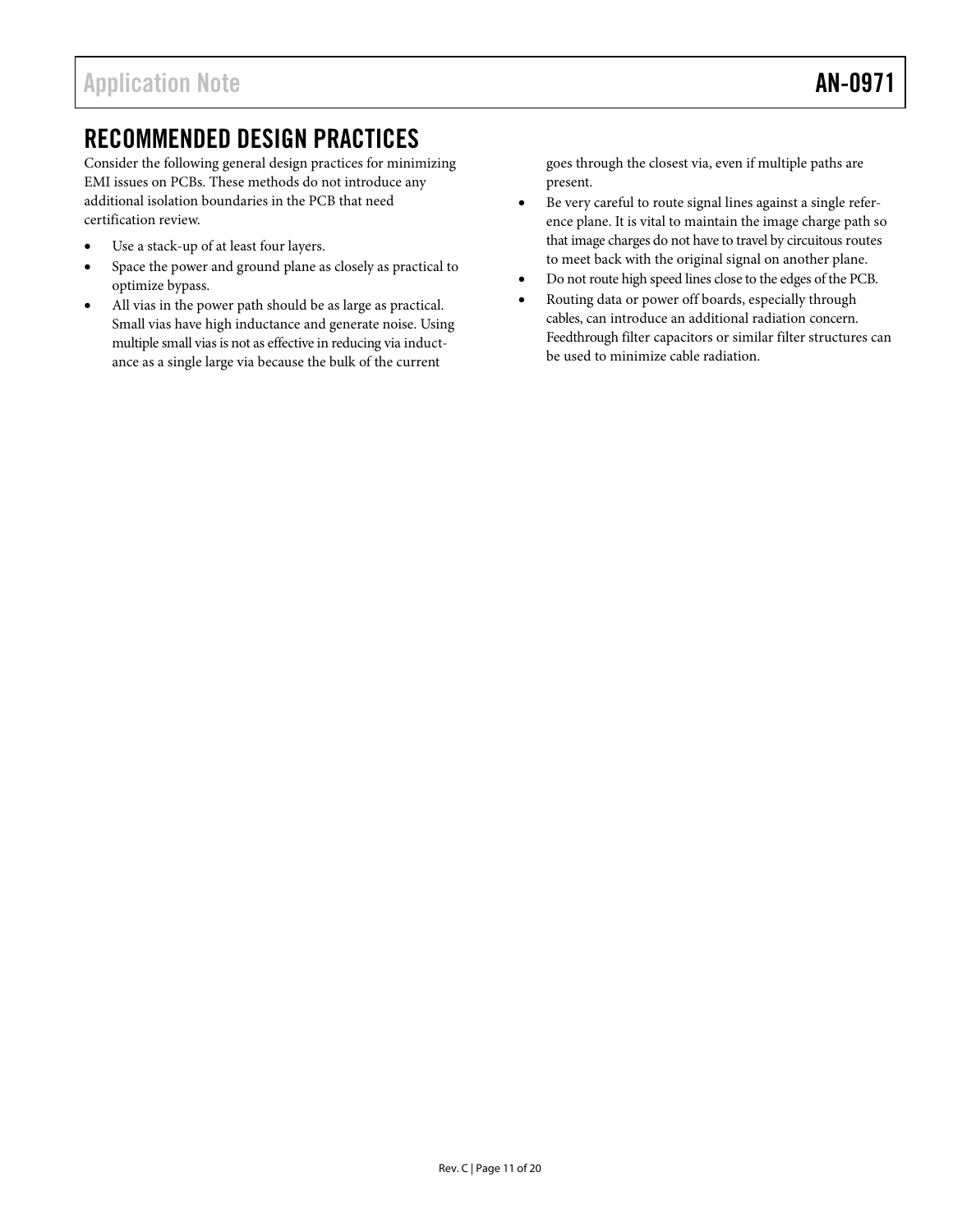## RECOMMENDED DESIGN PRACTICES

Consider the following general design practices for minimizing EMI issues on PCBs. These methods do not introduce any additional isolation boundaries in the PCB that need certification review.

- Use a stack-up of at least four layers.
- Space the power and ground plane as closely as practical to optimize bypass.
- All vias in the power path should be as large as practical. Small vias have high inductance and generate noise. Using multiple small vias is not as effective in reducing via inductance as a single large via because the bulk of the current goes through the closest via, even if multiple paths are present.
- Be very careful to route signal lines against a single reference plane. It is vital to maintain the image charge path so that image charges do not have to travel by circuitous routes to meet back with the original signal on another plane.
- Do not route high speed lines close to the edges of the PCB.
- Routing data or power off boards, especially through cables, can introduce an additional radiation concern. Feedthrough filter capacitors or similar filter structures can be used to minimize cable radiation.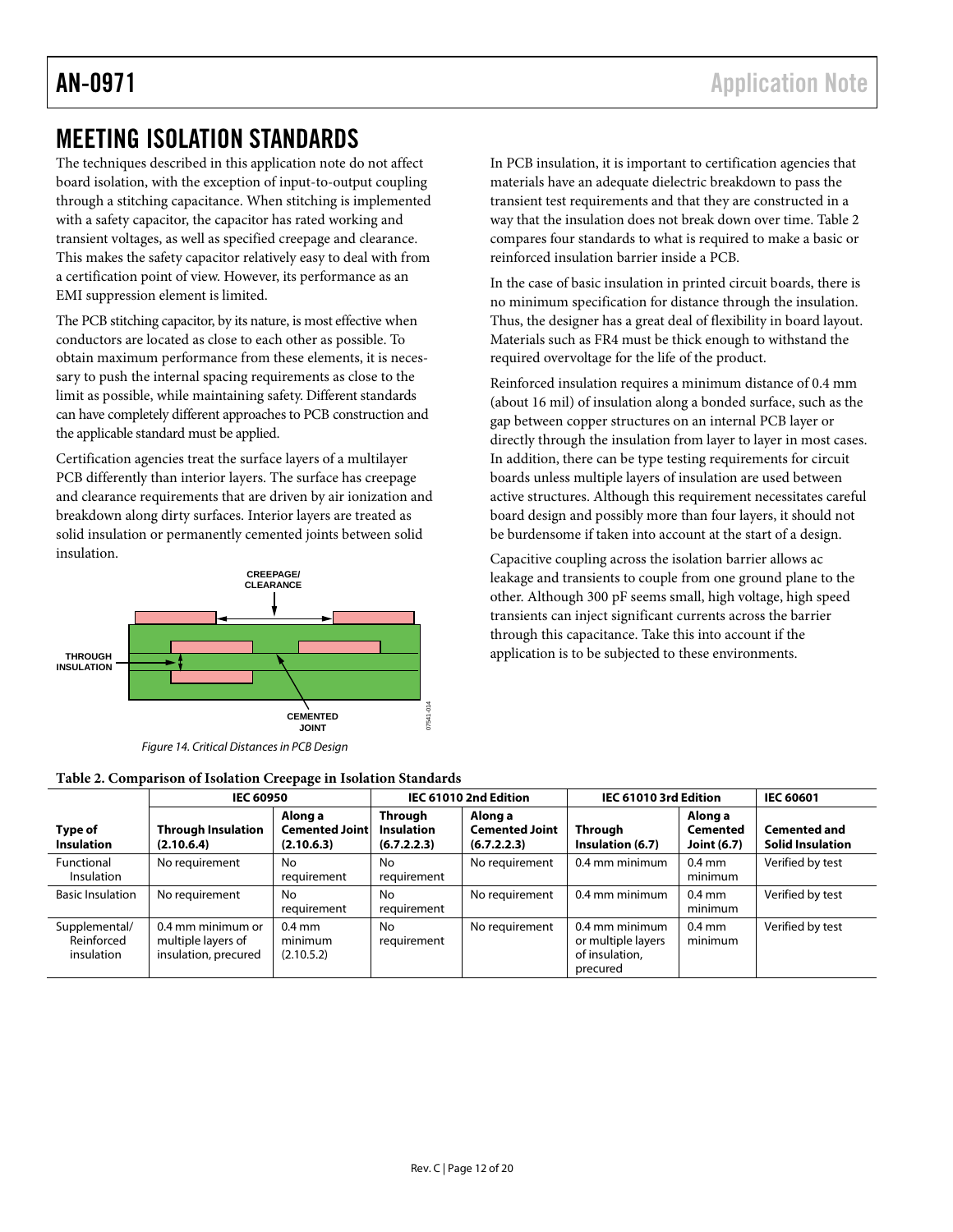## MEETING ISOLATION STANDARDS

The techniques described in this application note do not affect board isolation, with the exception of input-to-output coupling through a stitching capacitance. When stitching is implemented with a safety capacitor, the capacitor has rated working and transient voltages, as well as specified creepage and clearance. This makes the safety capacitor relatively easy to deal with from a certification point of view. However, its performance as an EMI suppression element is limited.

The PCB stitching capacitor, by its nature, is most effective when conductors are located as close to each other as possible. To obtain maximum performance from these elements, it is necessary to push the internal spacing requirements as close to the limit as possible, while maintaining safety. Different standards can have completely different approaches to PCB construction and the applicable standard must be applied.

Certification agencies treat the surface layers of a multilayer PCB differently than interior layers. The surface has creepage and clearance requirements that are driven by air ionization and breakdown along dirty surfaces. Interior layers are treated as solid insulation or permanently cemented joints between solid insulation.

CREEPAGE/CLEARANCE
THROUGH INSULATION
CEMENTED JOINT

*Figure 14. Critical Distances in PCB Design*

In PCB insulation, it is important to certification agencies that materials have an adequate dielectric breakdown to pass the transient test requirements and that they are constructed in a way that the insulation does not break down over time. Table 2 compares four standards to what is required to make a basic or reinforced insulation barrier inside a PCB.

In the case of basic insulation in printed circuit boards, there is no minimum specification for distance through the insulation. Thus, the designer has a great deal of flexibility in board layout. Materials such as FR4 must be thick enough to withstand the required overvoltage for the life of the product.

Reinforced insulation requires a minimum distance of 0.4 mm (about 16 mil) of insulation along a bonded surface, such as the gap between copper structures on an internal PCB layer or directly through the insulation from layer to layer in most cases. In addition, there can be type testing requirements for circuit boards unless multiple layers of insulation are used between active structures. Although this requirement necessitates careful board design and possibly more than four layers, it should not be burdensome if taken into account at the start of a design.

Capacitive coupling across the isolation barrier allows ac leakage and transients to couple from one ground plane to the other. Although 300 pF seems small, high voltage, high speed transients can inject significant currents across the barrier through this capacitance. Take this into account if the application is to be subjected to these environments.

**Table 2. Comparison of Isolation Creepage in Isolation Standards**

| | IEC 60950 | | IEC 61010 2nd Edition | | IEC 61010 3rd Edition | | IEC 60601 |
|---|---|---|---|---|---|---|---|
| **Type of Insulation** | **Through Insulation (2.10.6.4)** | **Along a Cemented Joint (2.10.6.3)** | **Through Insulation (6.7.2.2.3)** | **Along a Cemented Joint (6.7.2.2.3)** | **Through Insulation (6.7)** | **Along a Cemented Joint (6.7)** | **Cemented and Solid Insulation** |
| Functional Insulation | No requirement | No requirement | No requirement | No requirement | 0.4 mm minimum | 0.4 mm minimum | Verified by test |
| Basic Insulation | No requirement | No requirement | No requirement | No requirement | 0.4 mm minimum | 0.4 mm minimum | Verified by test |
| Supplemental/ Reinforced insulation | 0.4 mm minimum or multiple layers of insulation, precured | 0.4 mm minimum (2.10.5.2) | No requirement | No requirement | 0.4 mm minimum or multiple layers of insulation, precured | 0.4 mm minimum | Verified by test |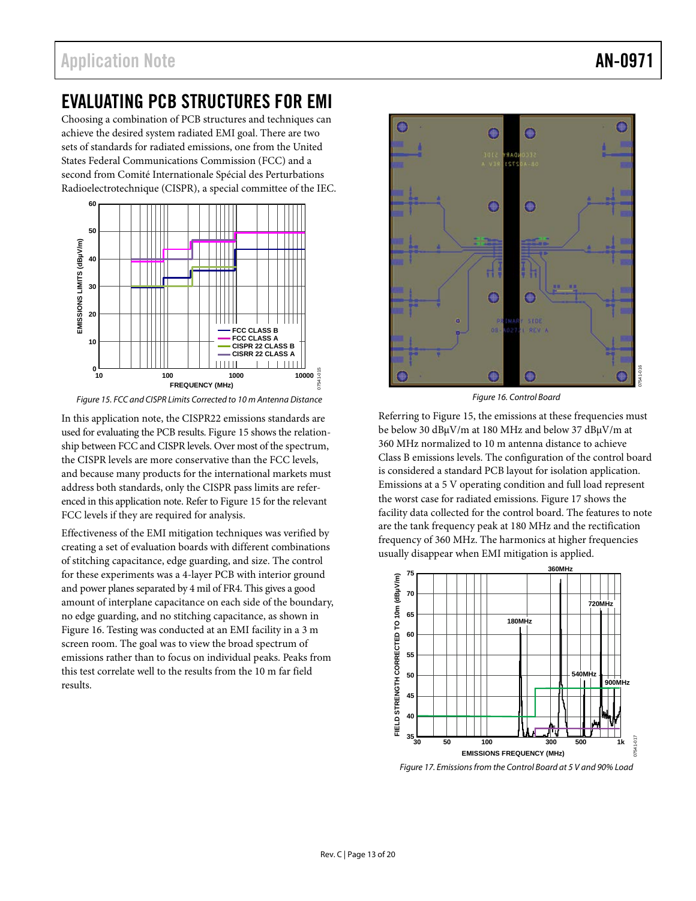## EVALUATING PCB STRUCTURES FOR EMI

Choosing a combination of PCB structures and techniques can achieve the desired system radiated EMI goal. There are two sets of standards for radiated emissions, one from the United States Federal Communications Commission (FCC) and a second from Comité Internationale Spécial des Perturbations Radioelectrotechnique (CISPR), a special committee of the IEC.

*Figure 15. FCC and CISPR Limits Corrected to 10 m Antenna Distance*

In this application note, the CISPR22 emissions standards are used for evaluating the PCB results. Figure 15 shows the relationship between FCC and CISPR levels. Over most of the spectrum, the CISPR levels are more conservative than the FCC levels, and because many products for the international markets must address both standards, only the CISPR pass limits are referenced in this application note. Refer to Figure 15 for the relevant FCC levels if they are required for analysis.

Effectiveness of the EMI mitigation techniques was verified by creating a set of evaluation boards with different combinations of stitching capacitance, edge guarding, and size. The control for these experiments was a 4-layer PCB with interior ground and power planes separated by 4 mil of FR4. This gives a good amount of interplane capacitance on each side of the boundary, no edge guarding, and no stitching capacitance, as shown in Figure 16. Testing was conducted at an EMI facility in a 3 m screen room. The goal was to view the broad spectrum of emissions rather than to focus on individual peaks. Peaks from this test correlate well to the results from the 10 m far field results.

*Figure 16. Control Board*

Referring to Figure 15, the emissions at these frequencies must be below 30 dBμV/m at 180 MHz and below 37 dBμV/m at 360 MHz normalized to 10 m antenna distance to achieve Class B emissions levels. The configuration of the control board is considered a standard PCB layout for isolation application. Emissions at a 5 V operating condition and full load represent the worst case for radiated emissions. Figure 17 shows the facility data collected for the control board. The features to note are the tank frequency peak at 180 MHz and the rectification frequency of 360 MHz. The harmonics at higher frequencies usually disappear when EMI mitigation is applied.

*Figure 17. Emissions from the Control Board at 5 V and 90% Load*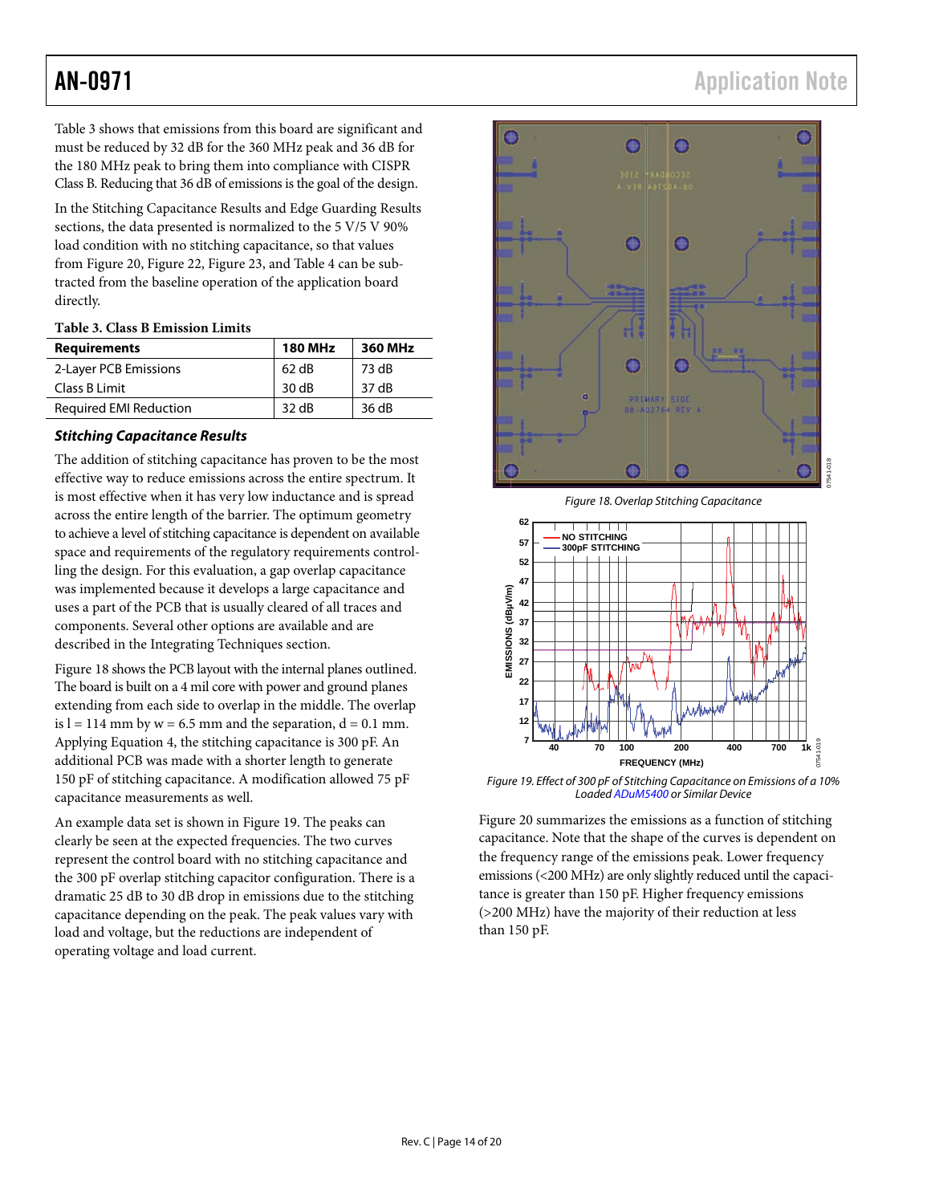Table 3 shows that emissions from this board are significant and must be reduced by 32 dB for the 360 MHz peak and 36 dB for the 180 MHz peak to bring them into compliance with CISPR Class B. Reducing that 36 dB of emissions is the goal of the design.

In the Stitching Capacitance Results and Edge Guarding Results sections, the data presented is normalized to the 5 V/5 V 90% load condition with no stitching capacitance, so that values from Figure 20, Figure 22, Figure 23, and Table 4 can be subtracted from the baseline operation of the application board directly.

**Table 3. Class B Emission Limits**

| Requirements | 180 MHz | 360 MHz |
|---|---|---|
| 2-Layer PCB Emissions | 62 dB | 73 dB |
| Class B Limit | 30 dB | 37 dB |
| Required EMI Reduction | 32 dB | 36 dB |

### *Stitching Capacitance Results*

The addition of stitching capacitance has proven to be the most effective way to reduce emissions across the entire spectrum. It is most effective when it has very low inductance and is spread across the entire length of the barrier. The optimum geometry to achieve a level of stitching capacitance is dependent on available space and requirements of the regulatory requirements controlling the design. For this evaluation, a gap overlap capacitance was implemented because it develops a large capacitance and uses a part of the PCB that is usually cleared of all traces and components. Several other options are available and are described in the Integrating Techniques section.

Figure 18 shows the PCB layout with the internal planes outlined. The board is built on a 4 mil core with power and ground planes extending from each side to overlap in the middle. The overlap is l = 114 mm by w = 6.5 mm and the separation, d = 0.1 mm. Applying Equation 4, the stitching capacitance is 300 pF. An additional PCB was made with a shorter length to generate 150 pF of stitching capacitance. A modification allowed 75 pF capacitance measurements as well.

An example data set is shown in Figure 19. The peaks can clearly be seen at the expected frequencies. The two curves represent the control board with no stitching capacitance and the 300 pF overlap stitching capacitor configuration. There is a dramatic 25 dB to 30 dB drop in emissions due to the stitching capacitance depending on the peak. The peak values vary with load and voltage, but the reductions are independent of operating voltage and load current.

*Figure 18. Overlap Stitching Capacitance*

*Figure 19. Effect of 300 pF of Stitching Capacitance on Emissions of a 10% Loaded ADuM5400 or Similar Device*

Figure 20 summarizes the emissions as a function of stitching capacitance. Note that the shape of the curves is dependent on the frequency range of the emissions peak. Lower frequency emissions (<200 MHz) are only slightly reduced until the capacitance is greater than 150 pF. Higher frequency emissions (>200 MHz) have the majority of their reduction at less than 150 pF.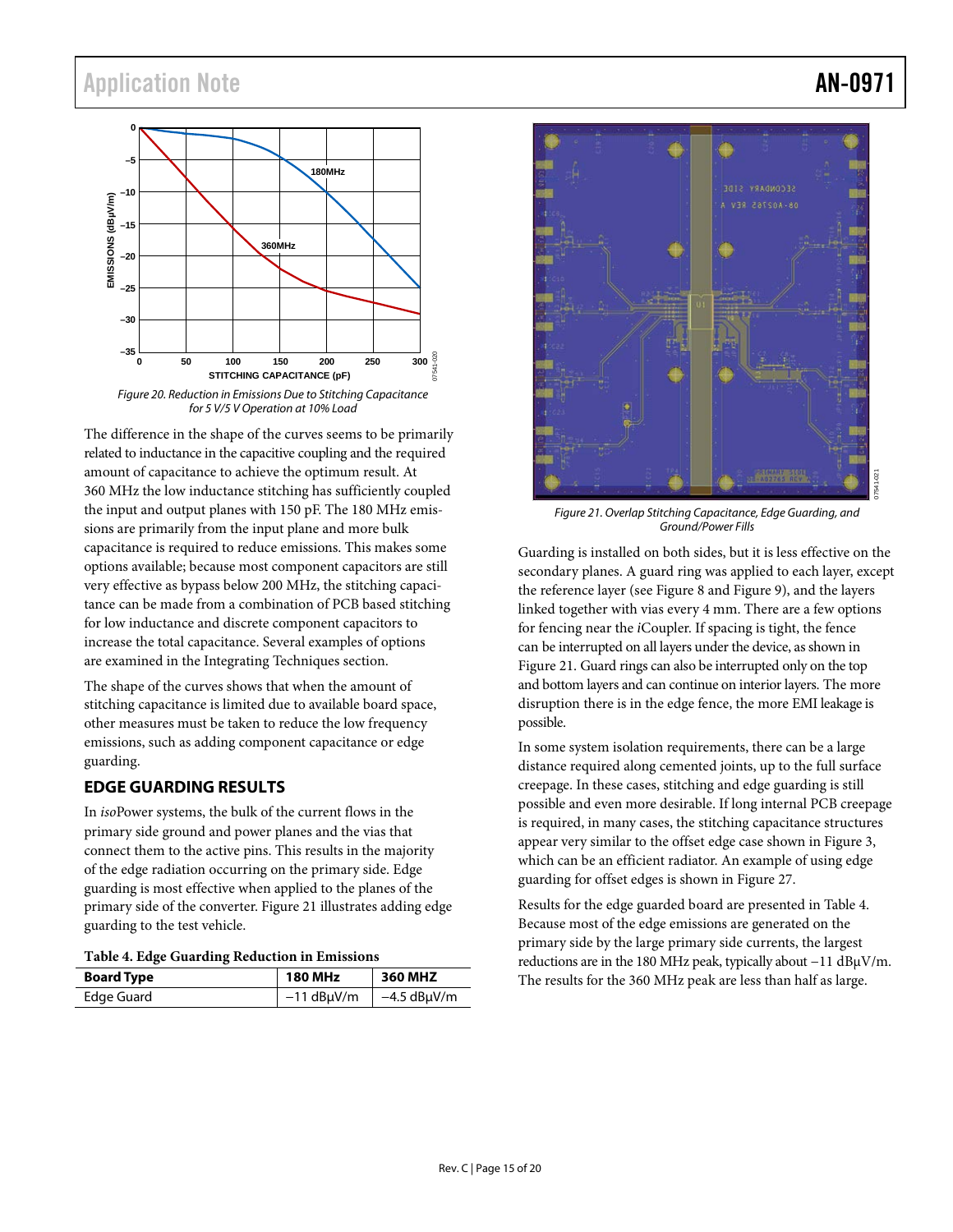Figure 20. Reduction in Emissions Due to Stitching Capacitance for 5 V/5 V Operation at 10% Load

The difference in the shape of the curves seems to be primarily related to inductance in the capacitive coupling and the required amount of capacitance to achieve the optimum result. At 360 MHz the low inductance stitching has sufficiently coupled the input and output planes with 150 pF. The 180 MHz emissions are primarily from the input plane and more bulk capacitance is required to reduce emissions. This makes some options available; because most component capacitors are still very effective as bypass below 200 MHz, the stitching capacitance can be made from a combination of PCB based stitching for low inductance and discrete component capacitors to increase the total capacitance. Several examples of options are examined in the Integrating Techniques section.

The shape of the curves shows that when the amount of stitching capacitance is limited due to available board space, other measures must be taken to reduce the low frequency emissions, such as adding component capacitance or edge guarding.

## EDGE GUARDING RESULTS

In *iso*Power systems, the bulk of the current flows in the primary side ground and power planes and the vias that connect them to the active pins. This results in the majority of the edge radiation occurring on the primary side. Edge guarding is most effective when applied to the planes of the primary side of the converter. Figure 21 illustrates adding edge guarding to the test vehicle.

**Table 4. Edge Guarding Reduction in Emissions**

| Board Type | 180 MHz | 360 MHZ |
|---|---|---|
| Edge Guard | −11 dBμV/m | −4.5 dBμV/m |

Figure 21. Overlap Stitching Capacitance, Edge Guarding, and Ground/Power Fills

Guarding is installed on both sides, but it is less effective on the secondary planes. A guard ring was applied to each layer, except the reference layer (see Figure 8 and Figure 9), and the layers linked together with vias every 4 mm. There are a few options for fencing near the *i*Coupler. If spacing is tight, the fence can be interrupted on all layers under the device, as shown in Figure 21. Guard rings can also be interrupted only on the top and bottom layers and can continue on interior layers. The more disruption there is in the edge fence, the more EMI leakage is possible.

In some system isolation requirements, there can be a large distance required along cemented joints, up to the full surface creepage. In these cases, stitching and edge guarding is still possible and even more desirable. If long internal PCB creepage is required, in many cases, the stitching capacitance structures appear very similar to the offset edge case shown in Figure 3, which can be an efficient radiator. An example of using edge guarding for offset edges is shown in Figure 27.

Results for the edge guarded board are presented in Table 4. Because most of the edge emissions are generated on the primary side by the large primary side currents, the largest reductions are in the 180 MHz peak, typically about −11 dBμV/m. The results for the 360 MHz peak are less than half as large.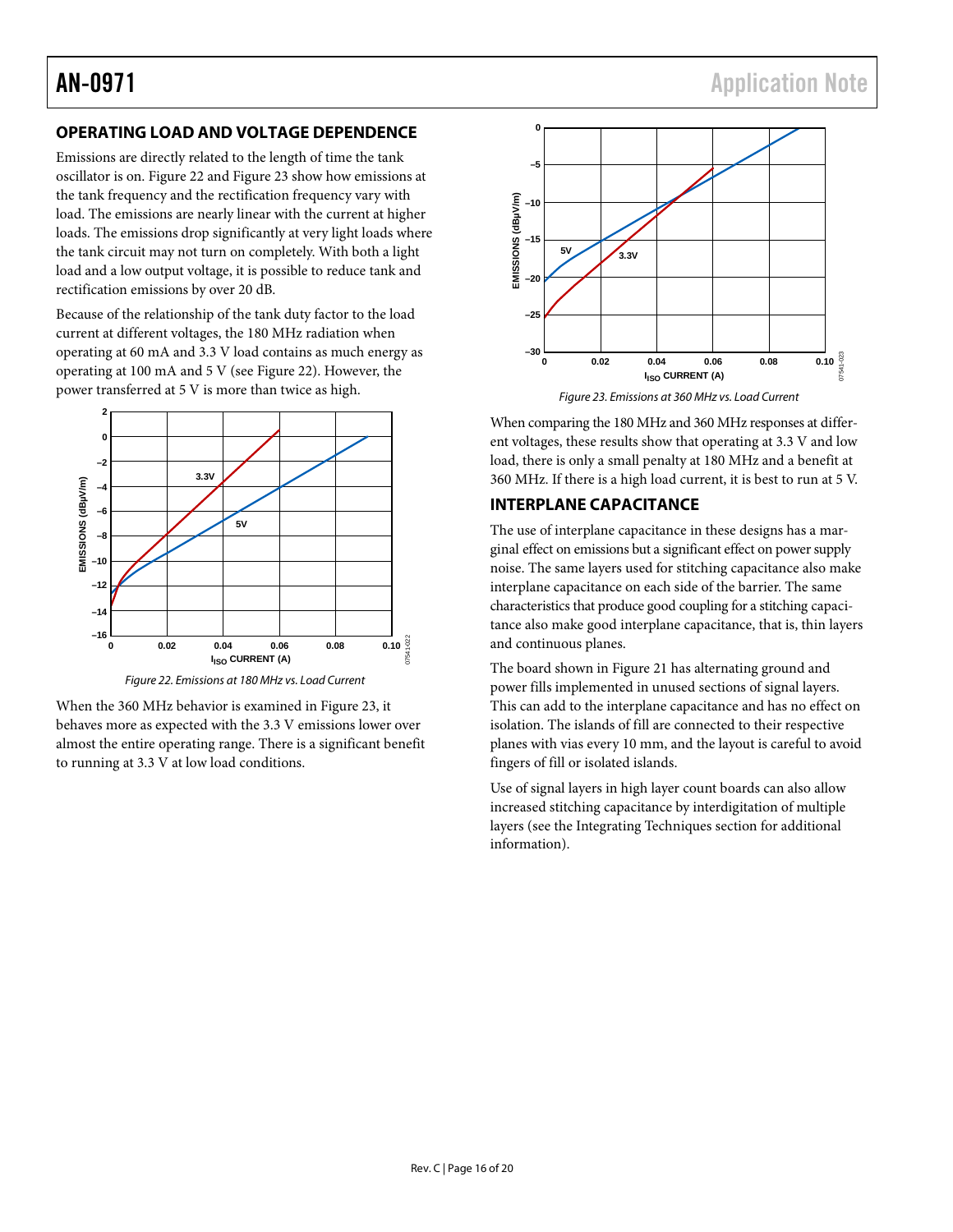## OPERATING LOAD AND VOLTAGE DEPENDENCE

Emissions are directly related to the length of time the tank oscillator is on. Figure 22 and Figure 23 show how emissions at the tank frequency and the rectification frequency vary with load. The emissions are nearly linear with the current at higher loads. The emissions drop significantly at very light loads where the tank circuit may not turn on completely. With both a light load and a low output voltage, it is possible to reduce tank and rectification emissions by over 20 dB.

Because of the relationship of the tank duty factor to the load current at different voltages, the 180 MHz radiation when operating at 60 mA and 3.3 V load contains as much energy as operating at 100 mA and 5 V (see Figure 22). However, the power transferred at 5 V is more than twice as high.

*Figure 22. Emissions at 180 MHz vs. Load Current*

When the 360 MHz behavior is examined in Figure 23, it behaves more as expected with the 3.3 V emissions lower over almost the entire operating range. There is a significant benefit to running at 3.3 V at low load conditions.

*Figure 23. Emissions at 360 MHz vs. Load Current*

When comparing the 180 MHz and 360 MHz responses at different voltages, these results show that operating at 3.3 V and low load, there is only a small penalty at 180 MHz and a benefit at 360 MHz. If there is a high load current, it is best to run at 5 V.

## INTERPLANE CAPACITANCE

The use of interplane capacitance in these designs has a marginal effect on emissions but a significant effect on power supply noise. The same layers used for stitching capacitance also make interplane capacitance on each side of the barrier. The same characteristics that produce good coupling for a stitching capacitance also make good interplane capacitance, that is, thin layers and continuous planes.

The board shown in Figure 21 has alternating ground and power fills implemented in unused sections of signal layers. This can add to the interplane capacitance and has no effect on isolation. The islands of fill are connected to their respective planes with vias every 10 mm, and the layout is careful to avoid fingers of fill or isolated islands.

Use of signal layers in high layer count boards can also allow increased stitching capacitance by interdigitation of multiple layers (see the Integrating Techniques section for additional information).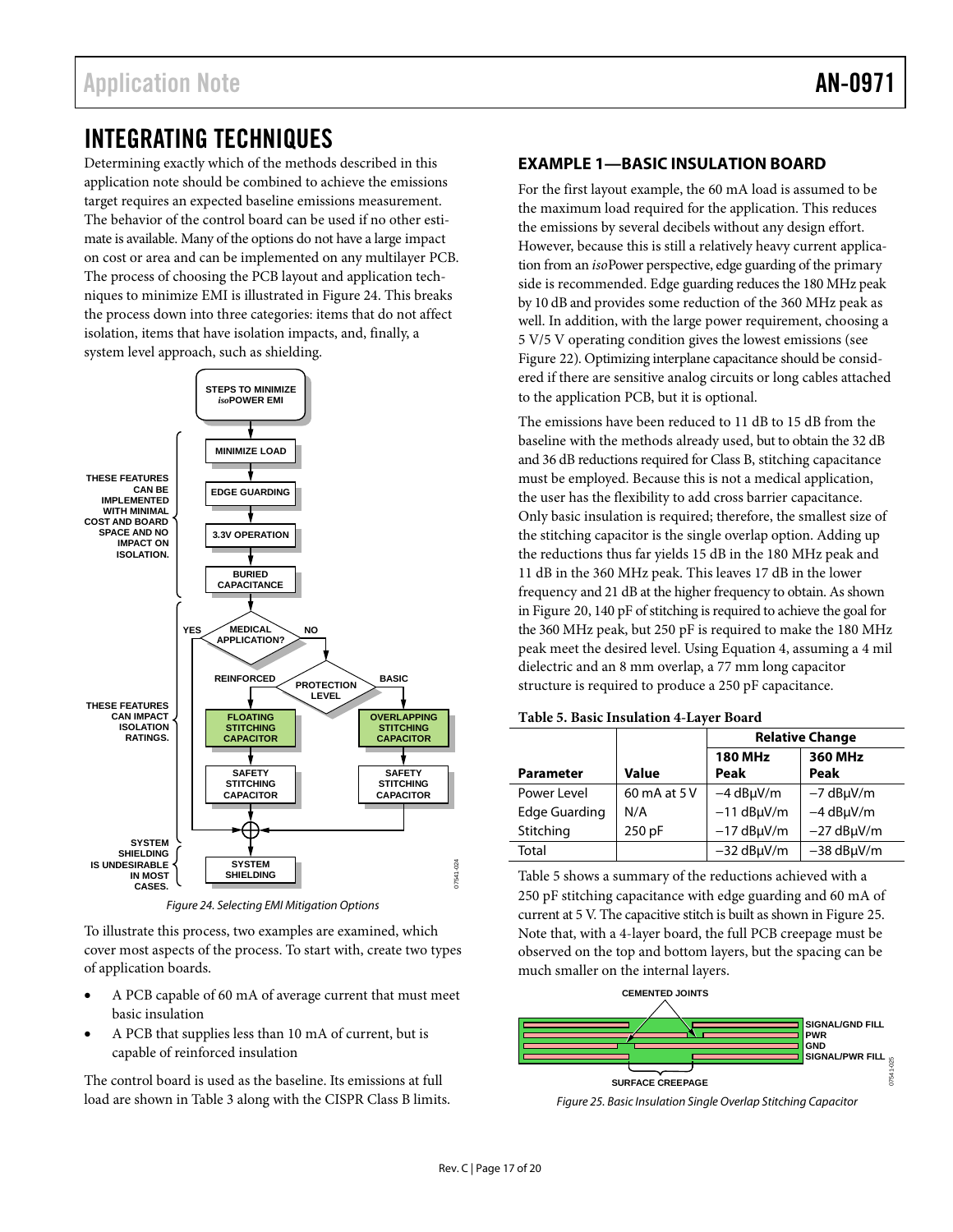## INTEGRATING TECHNIQUES

Determining exactly which of the methods described in this application note should be combined to achieve the emissions target requires an expected baseline emissions measurement. The behavior of the control board can be used if no other estimate is available. Many of the options do not have a large impact on cost or area and can be implemented on any multilayer PCB. The process of choosing the PCB layout and application techniques to minimize EMI is illustrated in Figure 24. This breaks the process down into three categories: items that do not affect isolation, items that have isolation impacts, and, finally, a system level approach, such as shielding.

Figure 24. Selecting EMI Mitigation Options

To illustrate this process, two examples are examined, which cover most aspects of the process. To start with, create two types of application boards.

- A PCB capable of 60 mA of average current that must meet basic insulation
- A PCB that supplies less than 10 mA of current, but is capable of reinforced insulation

The control board is used as the baseline. Its emissions at full load are shown in Table 3 along with the CISPR Class B limits.

### EXAMPLE 1—BASIC INSULATION BOARD

For the first layout example, the 60 mA load is assumed to be the maximum load required for the application. This reduces the emissions by several decibels without any design effort. However, because this is still a relatively heavy current application from an *iso*Power perspective, edge guarding of the primary side is recommended. Edge guarding reduces the 180 MHz peak by 10 dB and provides some reduction of the 360 MHz peak as well. In addition, with the large power requirement, choosing a 5 V/5 V operating condition gives the lowest emissions (see Figure 22). Optimizing interplane capacitance should be considered if there are sensitive analog circuits or long cables attached to the application PCB, but it is optional.

The emissions have been reduced to 11 dB to 15 dB from the baseline with the methods already used, but to obtain the 32 dB and 36 dB reductions required for Class B, stitching capacitance must be employed. Because this is not a medical application, the user has the flexibility to add cross barrier capacitance. Only basic insulation is required; therefore, the smallest size of the stitching capacitor is the single overlap option. Adding up the reductions thus far yields 15 dB in the 180 MHz peak and 11 dB in the 360 MHz peak. This leaves 17 dB in the lower frequency and 21 dB at the higher frequency to obtain. As shown in Figure 20, 140 pF of stitching is required to achieve the goal for the 360 MHz peak, but 250 pF is required to make the 180 MHz peak meet the desired level. Using Equation 4, assuming a 4 mil dielectric and an 8 mm overlap, a 77 mm long capacitor structure is required to produce a 250 pF capacitance.

**Table 5. Basic Insulation 4-Layer Board**

| | | Relative Change | |
|---|---|---|---|
| **Parameter** | **Value** | **180 MHz Peak** | **360 MHz Peak** |
| Power Level | 60 mA at 5 V | −4 dBμV/m | −7 dBμV/m |
| Edge Guarding | N/A | −11 dBμV/m | −4 dBμV/m |
| Stitching | 250 pF | −17 dBμV/m | −27 dBμV/m |
| Total | | −32 dBμV/m | −38 dBμV/m |

Table 5 shows a summary of the reductions achieved with a 250 pF stitching capacitance with edge guarding and 60 mA of current at 5 V. The capacitive stitch is built as shown in Figure 25. Note that, with a 4-layer board, the full PCB creepage must be observed on the top and bottom layers, but the spacing can be much smaller on the internal layers.

Figure 25. Basic Insulation Single Overlap Stitching Capacitor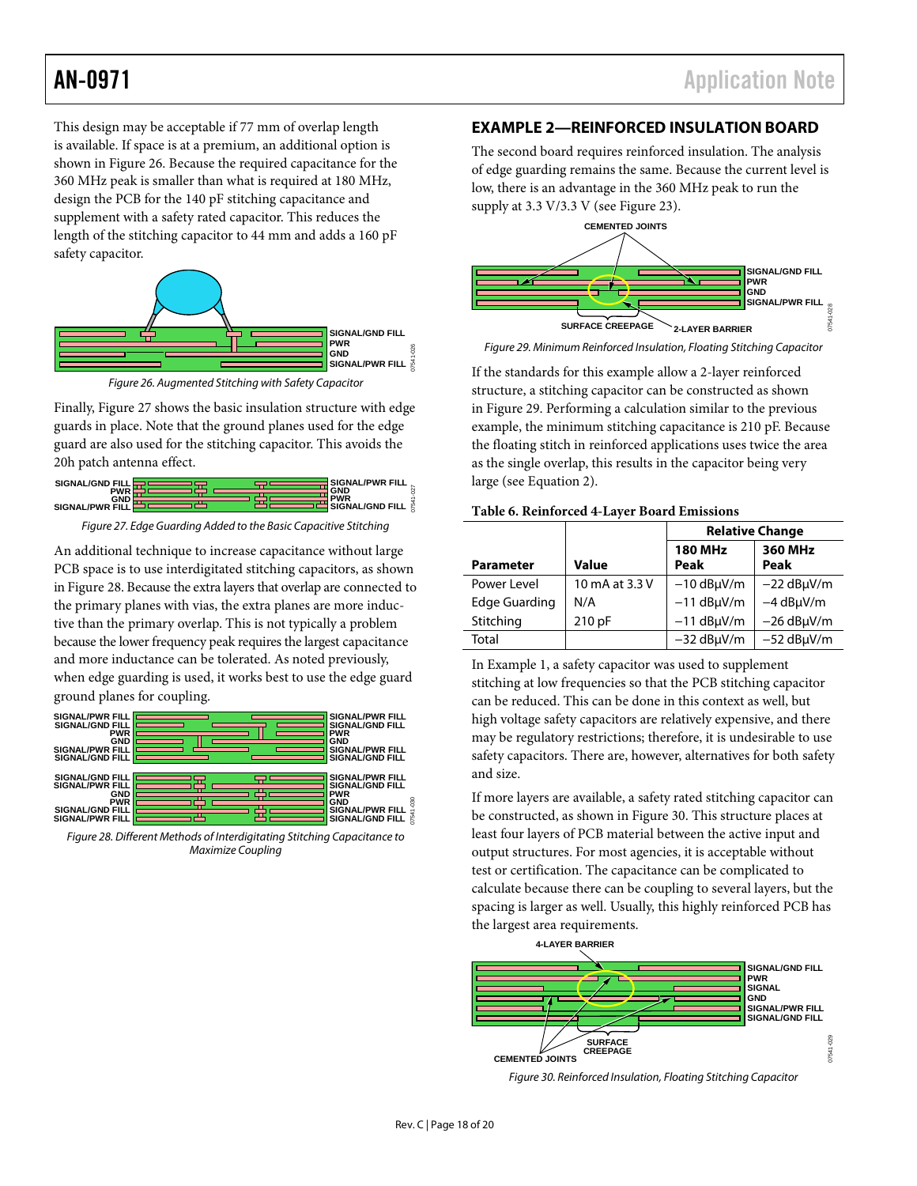This design may be acceptable if 77 mm of overlap length is available. If space is at a premium, an additional option is shown in Figure 26. Because the required capacitance for the 360 MHz peak is smaller than what is required at 180 MHz, design the PCB for the 140 pF stitching capacitance and supplement with a safety rated capacitor. This reduces the length of the stitching capacitor to 44 mm and adds a 160 pF safety capacitor.

Figure 26. Augmented Stitching with Safety Capacitor

Finally, Figure 27 shows the basic insulation structure with edge guards in place. Note that the ground planes used for the edge guard are also used for the stitching capacitor. This avoids the 20h patch antenna effect.

Figure 27. Edge Guarding Added to the Basic Capacitive Stitching

An additional technique to increase capacitance without large PCB space is to use interdigitated stitching capacitors, as shown in Figure 28. Because the extra layers that overlap are connected to the primary planes with vias, the extra planes are more inductive than the primary overlap. This is not typically a problem because the lower frequency peak requires the largest capacitance and more inductance can be tolerated. As noted previously, when edge guarding is used, it works best to use the edge guard ground planes for coupling.

Figure 28. Different Methods of Interdigitating Stitching Capacitance to Maximize Coupling

## EXAMPLE 2—REINFORCED INSULATION BOARD

The second board requires reinforced insulation. The analysis of edge guarding remains the same. Because the current level is low, there is an advantage in the 360 MHz peak to run the supply at 3.3 V/3.3 V (see Figure 23).

Figure 29. Minimum Reinforced Insulation, Floating Stitching Capacitor

If the standards for this example allow a 2-layer reinforced structure, a stitching capacitor can be constructed as shown in Figure 29. Performing a calculation similar to the previous example, the minimum stitching capacitance is 210 pF. Because the floating stitch in reinforced applications uses twice the area as the single overlap, this results in the capacitor being very large (see Equation 2).

**Table 6. Reinforced 4-Layer Board Emissions**

| Parameter | Value | Relative Change | |
|---|---|---|---|
| | | **180 MHz Peak** | **360 MHz Peak** |
| Power Level | 10 mA at 3.3 V | −10 dBµV/m | −22 dBµV/m |
| Edge Guarding | N/A | −11 dBµV/m | −4 dBµV/m |
| Stitching | 210 pF | −11 dBµV/m | −26 dBµV/m |
| Total | | −32 dBµV/m | −52 dBµV/m |

In Example 1, a safety capacitor was used to supplement stitching at low frequencies so that the PCB stitching capacitor can be reduced. This can be done in this context as well, but high voltage safety capacitors are relatively expensive, and there may be regulatory restrictions; therefore, it is undesirable to use safety capacitors. There are, however, alternatives for both safety and size.

If more layers are available, a safety rated stitching capacitor can be constructed, as shown in Figure 30. This structure places at least four layers of PCB material between the active input and output structures. For most agencies, it is acceptable without test or certification. The capacitance can be complicated to calculate because there can be coupling to several layers, but the spacing is larger as well. Usually, this highly reinforced PCB has the largest area requirements.

Figure 30. Reinforced Insulation, Floating Stitching Capacitor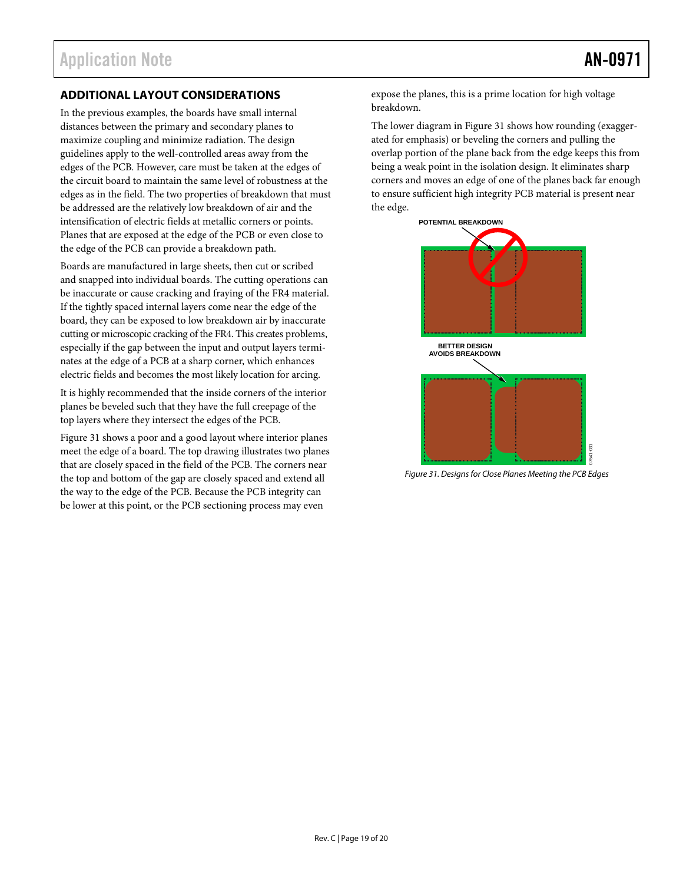## ADDITIONAL LAYOUT CONSIDERATIONS

In the previous examples, the boards have small internal distances between the primary and secondary planes to maximize coupling and minimize radiation. The design guidelines apply to the well-controlled areas away from the edges of the PCB. However, care must be taken at the edges of the circuit board to maintain the same level of robustness at the edges as in the field. The two properties of breakdown that must be addressed are the relatively low breakdown of air and the intensification of electric fields at metallic corners or points. Planes that are exposed at the edge of the PCB or even close to the edge of the PCB can provide a breakdown path.

Boards are manufactured in large sheets, then cut or scribed and snapped into individual boards. The cutting operations can be inaccurate or cause cracking and fraying of the FR4 material. If the tightly spaced internal layers come near the edge of the board, they can be exposed to low breakdown air by inaccurate cutting or microscopic cracking of the FR4. This creates problems, especially if the gap between the input and output layers terminates at the edge of a PCB at a sharp corner, which enhances electric fields and becomes the most likely location for arcing.

It is highly recommended that the inside corners of the interior planes be beveled such that they have the full creepage of the top layers where they intersect the edges of the PCB.

Figure 31 shows a poor and a good layout where interior planes meet the edge of a board. The top drawing illustrates two planes that are closely spaced in the field of the PCB. The corners near the top and bottom of the gap are closely spaced and extend all the way to the edge of the PCB. Because the PCB integrity can be lower at this point, or the PCB sectioning process may even expose the planes, this is a prime location for high voltage breakdown.

The lower diagram in Figure 31 shows how rounding (exaggerated for emphasis) or beveling the corners and pulling the overlap portion of the plane back from the edge keeps this from being a weak point in the isolation design. It eliminates sharp corners and moves an edge of one of the planes back far enough to ensure sufficient high integrity PCB material is present near the edge.

POTENTIAL BREAKDOWN

BETTER DESIGN AVOIDS BREAKDOWN

*Figure 31. Designs for Close Planes Meeting the PCB Edges*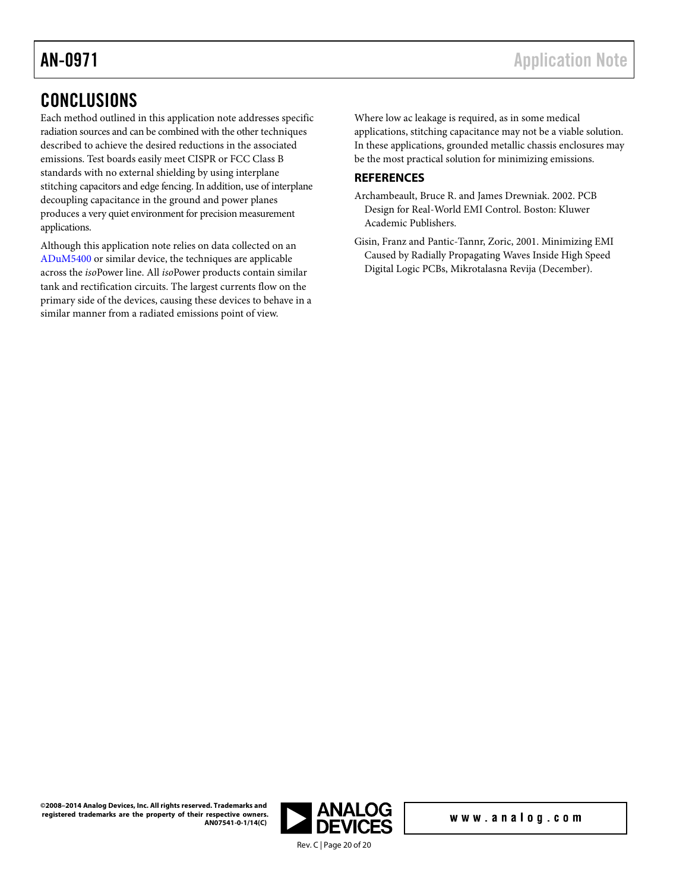## CONCLUSIONS

Each method outlined in this application note addresses specific radiation sources and can be combined with the other techniques described to achieve the desired reductions in the associated emissions. Test boards easily meet CISPR or FCC Class B standards with no external shielding by using interplane stitching capacitors and edge fencing. In addition, use of interplane decoupling capacitance in the ground and power planes produces a very quiet environment for precision measurement applications.

Although this application note relies on data collected on an ADuM5400 or similar device, the techniques are applicable across the *iso*Power line. All *iso*Power products contain similar tank and rectification circuits. The largest currents flow on the primary side of the devices, causing these devices to behave in a similar manner from a radiated emissions point of view.

Where low ac leakage is required, as in some medical applications, stitching capacitance may not be a viable solution. In these applications, grounded metallic chassis enclosures may be the most practical solution for minimizing emissions.

### REFERENCES

Archambeault, Bruce R. and James Drewniak. 2002. PCB Design for Real-World EMI Control. Boston: Kluwer Academic Publishers.

Gisin, Franz and Pantic-Tannr, Zoric, 2001. Minimizing EMI Caused by Radially Propagating Waves Inside High Speed Digital Logic PCBs, Mikrotalasna Revija (December).

**©2008–2014 Analog Devices, Inc. All rights reserved. Trademarks and registered trademarks are the property of their respective owners. AN07541-0-1/14(C)**